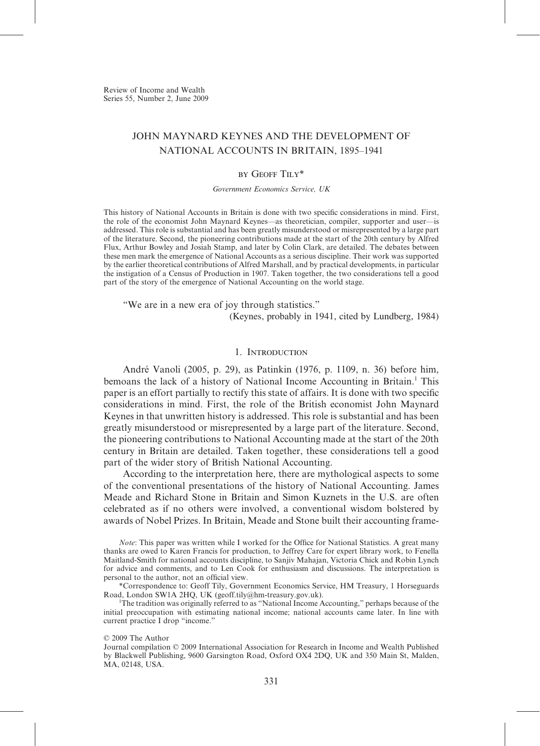Review of Income and Wealth
Series 55, Number 2, June 2009

# JOHN MAYNARD KEYNES AND THE DEVELOPMENT OF NATIONAL ACCOUNTS IN BRITAIN, 1895–1941

BY GEOFF TILY*

*Government Economics Service, UK*

This history of National Accounts in Britain is done with two specific considerations in mind. First, the role of the economist John Maynard Keynes—as theoretician, compiler, supporter and user—is addressed. This role is substantial and has been greatly misunderstood or misrepresented by a large part of the literature. Second, the pioneering contributions made at the start of the 20th century by Alfred Flux, Arthur Bowley and Josiah Stamp, and later by Colin Clark, are detailed. The debates between these men mark the emergence of National Accounts as a serious discipline. Their work was supported by the earlier theoretical contributions of Alfred Marshall, and by practical developments, in particular the instigation of a Census of Production in 1907. Taken together, the two considerations tell a good part of the story of the emergence of National Accounting on the world stage.

"We are in a new era of joy through statistics."
(Keynes, probably in 1941, cited by Lundberg, 1984)

## 1. INTRODUCTION

André Vanoli (2005, p. 29), as Patinkin (1976, p. 1109, n. 36) before him, bemoans the lack of a history of National Income Accounting in Britain.[1] This paper is an effort partially to rectify this state of affairs. It is done with two specific considerations in mind. First, the role of the British economist John Maynard Keynes in that unwritten history is addressed. This role is substantial and has been greatly misunderstood or misrepresented by a large part of the literature. Second, the pioneering contributions to National Accounting made at the start of the 20th century in Britain are detailed. Taken together, these considerations tell a good part of the wider story of British National Accounting.

According to the interpretation here, there are mythological aspects to some of the conventional presentations of the history of National Accounting. James Meade and Richard Stone in Britain and Simon Kuznets in the U.S. are often celebrated as if no others were involved, a conventional wisdom bolstered by awards of Nobel Prizes. In Britain, Meade and Stone built their accounting frame-

*Note*: This paper was written while I worked for the Office for National Statistics. A great many thanks are owed to Karen Francis for production, to Jeffrey Care for expert library work, to Fenella Maitland-Smith for national accounts discipline, to Sanjiv Mahajan, Victoria Chick and Robin Lynch for advice and comments, and to Len Cook for enthusiasm and discussions. The interpretation is personal to the author, not an official view.

*Correspondence to: Geoff Tily, Government Economics Service, HM Treasury, 1 Horseguards Road, London SW1A 2HQ, UK (geoff.tily@hm-treasury.gov.uk).

[1]The tradition was originally referred to as "National Income Accounting," perhaps because of the initial preoccupation with estimating national income; national accounts came later. In line with current practice I drop "income."

© 2009 The Author
Journal compilation © 2009 International Association for Research in Income and Wealth Published by Blackwell Publishing, 9600 Garsington Road, Oxford OX4 2DQ, UK and 350 Main St, Malden, MA, 02148, USA.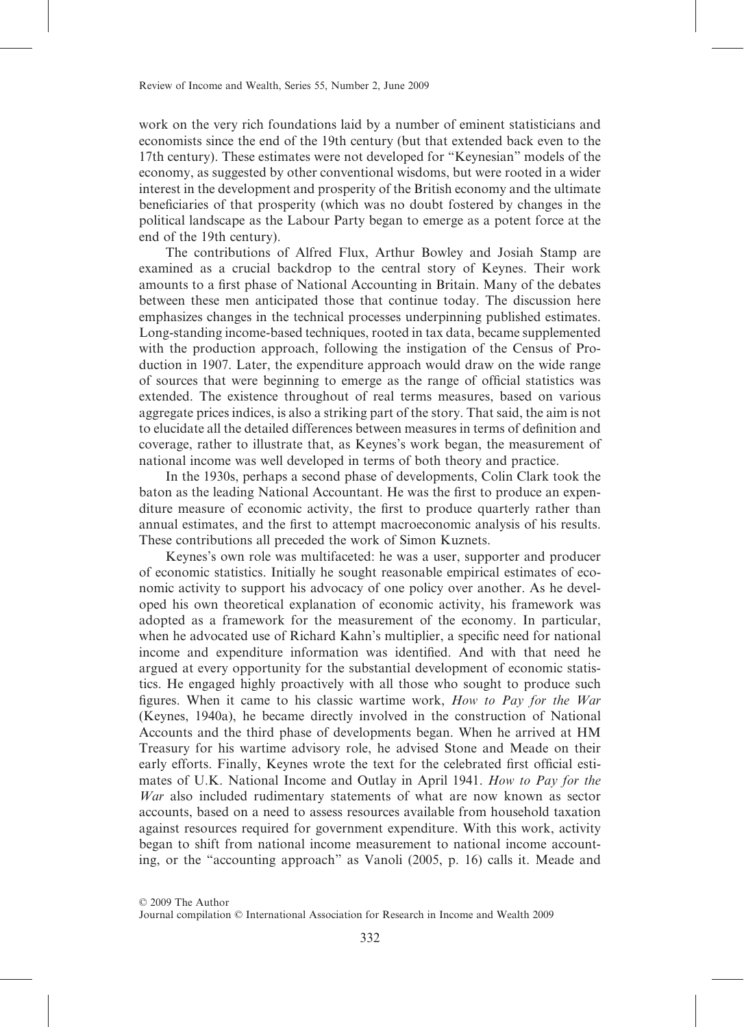work on the very rich foundations laid by a number of eminent statisticians and economists since the end of the 19th century (but that extended back even to the 17th century). These estimates were not developed for "Keynesian" models of the economy, as suggested by other conventional wisdoms, but were rooted in a wider interest in the development and prosperity of the British economy and the ultimate beneficiaries of that prosperity (which was no doubt fostered by changes in the political landscape as the Labour Party began to emerge as a potent force at the end of the 19th century).

The contributions of Alfred Flux, Arthur Bowley and Josiah Stamp are examined as a crucial backdrop to the central story of Keynes. Their work amounts to a first phase of National Accounting in Britain. Many of the debates between these men anticipated those that continue today. The discussion here emphasizes changes in the technical processes underpinning published estimates. Long-standing income-based techniques, rooted in tax data, became supplemented with the production approach, following the instigation of the Census of Production in 1907. Later, the expenditure approach would draw on the wide range of sources that were beginning to emerge as the range of official statistics was extended. The existence throughout of real terms measures, based on various aggregate prices indices, is also a striking part of the story. That said, the aim is not to elucidate all the detailed differences between measures in terms of definition and coverage, rather to illustrate that, as Keynes's work began, the measurement of national income was well developed in terms of both theory and practice.

In the 1930s, perhaps a second phase of developments, Colin Clark took the baton as the leading National Accountant. He was the first to produce an expenditure measure of economic activity, the first to produce quarterly rather than annual estimates, and the first to attempt macroeconomic analysis of his results. These contributions all preceded the work of Simon Kuznets.

Keynes's own role was multifaceted: he was a user, supporter and producer of economic statistics. Initially he sought reasonable empirical estimates of economic activity to support his advocacy of one policy over another. As he developed his own theoretical explanation of economic activity, his framework was adopted as a framework for the measurement of the economy. In particular, when he advocated use of Richard Kahn's multiplier, a specific need for national income and expenditure information was identified. And with that need he argued at every opportunity for the substantial development of economic statistics. He engaged highly proactively with all those who sought to produce such figures. When it came to his classic wartime work, *How to Pay for the War* (Keynes, 1940a), he became directly involved in the construction of National Accounts and the third phase of developments began. When he arrived at HM Treasury for his wartime advisory role, he advised Stone and Meade on their early efforts. Finally, Keynes wrote the text for the celebrated first official estimates of U.K. National Income and Outlay in April 1941. *How to Pay for the War* also included rudimentary statements of what are now known as sector accounts, based on a need to assess resources available from household taxation against resources required for government expenditure. With this work, activity began to shift from national income measurement to national income accounting, or the "accounting approach" as Vanoli (2005, p. 16) calls it. Meade and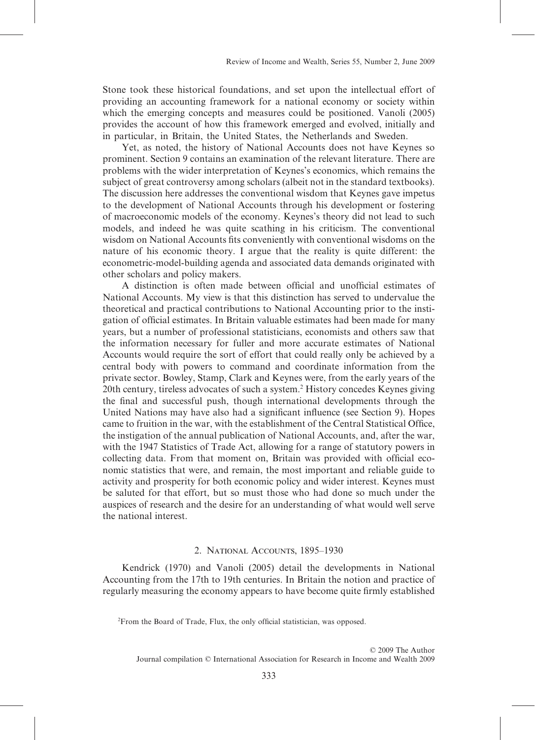Stone took these historical foundations, and set upon the intellectual effort of providing an accounting framework for a national economy or society within which the emerging concepts and measures could be positioned. Vanoli (2005) provides the account of how this framework emerged and evolved, initially and in particular, in Britain, the United States, the Netherlands and Sweden.

Yet, as noted, the history of National Accounts does not have Keynes so prominent. Section 9 contains an examination of the relevant literature. There are problems with the wider interpretation of Keynes's economics, which remains the subject of great controversy among scholars (albeit not in the standard textbooks). The discussion here addresses the conventional wisdom that Keynes gave impetus to the development of National Accounts through his development or fostering of macroeconomic models of the economy. Keynes's theory did not lead to such models, and indeed he was quite scathing in his criticism. The conventional wisdom on National Accounts fits conveniently with conventional wisdoms on the nature of his economic theory. I argue that the reality is quite different: the econometric-model-building agenda and associated data demands originated with other scholars and policy makers.

A distinction is often made between official and unofficial estimates of National Accounts. My view is that this distinction has served to undervalue the theoretical and practical contributions to National Accounting prior to the instigation of official estimates. In Britain valuable estimates had been made for many years, but a number of professional statisticians, economists and others saw that the information necessary for fuller and more accurate estimates of National Accounts would require the sort of effort that could really only be achieved by a central body with powers to command and coordinate information from the private sector. Bowley, Stamp, Clark and Keynes were, from the early years of the 20th century, tireless advocates of such a system.[2] History concedes Keynes giving the final and successful push, though international developments through the United Nations may have also had a significant influence (see Section 9). Hopes came to fruition in the war, with the establishment of the Central Statistical Office, the instigation of the annual publication of National Accounts, and, after the war, with the 1947 Statistics of Trade Act, allowing for a range of statutory powers in collecting data. From that moment on, Britain was provided with official economic statistics that were, and remain, the most important and reliable guide to activity and prosperity for both economic policy and wider interest. Keynes must be saluted for that effort, but so must those who had done so much under the auspices of research and the desire for an understanding of what would well serve the national interest.

## 2. National Accounts, 1895–1930

Kendrick (1970) and Vanoli (2005) detail the developments in National Accounting from the 17th to 19th centuries. In Britain the notion and practice of regularly measuring the economy appears to have become quite firmly established

[2]From the Board of Trade, Flux, the only official statistician, was opposed.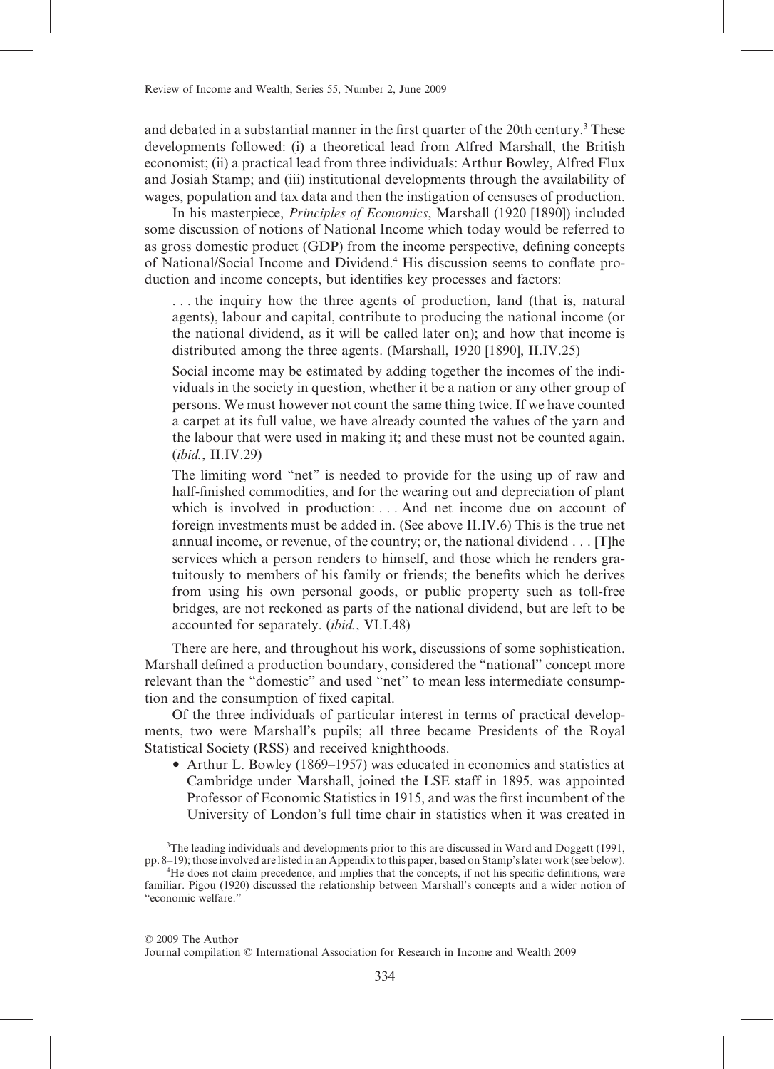and debated in a substantial manner in the first quarter of the 20th century.[3] These developments followed: (i) a theoretical lead from Alfred Marshall, the British economist; (ii) a practical lead from three individuals: Arthur Bowley, Alfred Flux and Josiah Stamp; and (iii) institutional developments through the availability of wages, population and tax data and then the instigation of censuses of production.

In his masterpiece, *Principles of Economics*, Marshall (1920 [1890]) included some discussion of notions of National Income which today would be referred to as gross domestic product (GDP) from the income perspective, defining concepts of National/Social Income and Dividend.[4] His discussion seems to conflate production and income concepts, but identifies key processes and factors:

> . . . the inquiry how the three agents of production, land (that is, natural agents), labour and capital, contribute to producing the national income (or the national dividend, as it will be called later on); and how that income is distributed among the three agents. (Marshall, 1920 [1890], II.IV.25)

> Social income may be estimated by adding together the incomes of the individuals in the society in question, whether it be a nation or any other group of persons. We must however not count the same thing twice. If we have counted a carpet at its full value, we have already counted the values of the yarn and the labour that were used in making it; and these must not be counted again. (*ibid.*, II.IV.29)

> The limiting word "net" is needed to provide for the using up of raw and half-finished commodities, and for the wearing out and depreciation of plant which is involved in production: . . . And net income due on account of foreign investments must be added in. (See above II.IV.6) This is the true net annual income, or revenue, of the country; or, the national dividend . . . [T]he services which a person renders to himself, and those which he renders gratuitously to members of his family or friends; the benefits which he derives from using his own personal goods, or public property such as toll-free bridges, are not reckoned as parts of the national dividend, but are left to be accounted for separately. (*ibid.*, VI.I.48)

There are here, and throughout his work, discussions of some sophistication. Marshall defined a production boundary, considered the "national" concept more relevant than the "domestic" and used "net" to mean less intermediate consumption and the consumption of fixed capital.

Of the three individuals of particular interest in terms of practical developments, two were Marshall's pupils; all three became Presidents of the Royal Statistical Society (RSS) and received knighthoods.

- Arthur L. Bowley (1869–1957) was educated in economics and statistics at Cambridge under Marshall, joined the LSE staff in 1895, was appointed Professor of Economic Statistics in 1915, and was the first incumbent of the University of London's full time chair in statistics when it was created in

[3] The leading individuals and developments prior to this are discussed in Ward and Doggett (1991, pp. 8–19); those involved are listed in an Appendix to this paper, based on Stamp's later work (see below).

[4] He does not claim precedence, and implies that the concepts, if not his specific definitions, were familiar. Pigou (1920) discussed the relationship between Marshall's concepts and a wider notion of "economic welfare."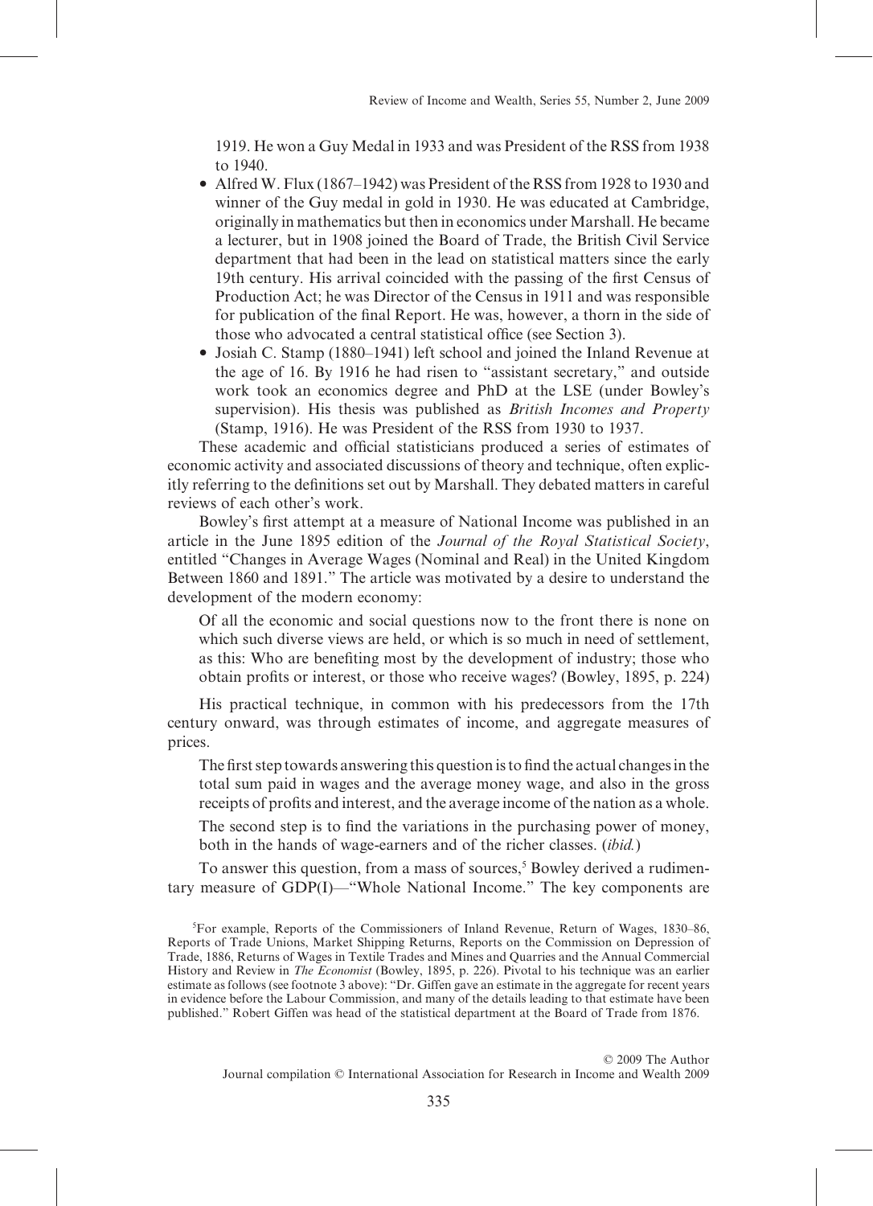1919. He won a Guy Medal in 1933 and was President of the RSS from 1938 to 1940.

- Alfred W. Flux (1867–1942) was President of the RSS from 1928 to 1930 and winner of the Guy medal in gold in 1930. He was educated at Cambridge, originally in mathematics but then in economics under Marshall. He became a lecturer, but in 1908 joined the Board of Trade, the British Civil Service department that had been in the lead on statistical matters since the early 19th century. His arrival coincided with the passing of the first Census of Production Act; he was Director of the Census in 1911 and was responsible for publication of the final Report. He was, however, a thorn in the side of those who advocated a central statistical office (see Section 3).
- Josiah C. Stamp (1880–1941) left school and joined the Inland Revenue at the age of 16. By 1916 he had risen to "assistant secretary," and outside work took an economics degree and PhD at the LSE (under Bowley's supervision). His thesis was published as *British Incomes and Property* (Stamp, 1916). He was President of the RSS from 1930 to 1937.

These academic and official statisticians produced a series of estimates of economic activity and associated discussions of theory and technique, often explicitly referring to the definitions set out by Marshall. They debated matters in careful reviews of each other's work.

Bowley's first attempt at a measure of National Income was published in an article in the June 1895 edition of the *Journal of the Royal Statistical Society*, entitled "Changes in Average Wages (Nominal and Real) in the United Kingdom Between 1860 and 1891." The article was motivated by a desire to understand the development of the modern economy:

> Of all the economic and social questions now to the front there is none on which such diverse views are held, or which is so much in need of settlement, as this: Who are benefiting most by the development of industry; those who obtain profits or interest, or those who receive wages? (Bowley, 1895, p. 224)

His practical technique, in common with his predecessors from the 17th century onward, was through estimates of income, and aggregate measures of prices.

> The first step towards answering this question is to find the actual changes in the total sum paid in wages and the average money wage, and also in the gross receipts of profits and interest, and the average income of the nation as a whole.
>
> The second step is to find the variations in the purchasing power of money, both in the hands of wage-earners and of the richer classes. (*ibid.*)

To answer this question, from a mass of sources,[5] Bowley derived a rudimentary measure of GDP(I)—"Whole National Income." The key components are

[5]For example, Reports of the Commissioners of Inland Revenue, Return of Wages, 1830–86, Reports of Trade Unions, Market Shipping Returns, Reports on the Commission on Depression of Trade, 1886, Returns of Wages in Textile Trades and Mines and Quarries and the Annual Commercial History and Review in *The Economist* (Bowley, 1895, p. 226). Pivotal to his technique was an earlier estimate as follows (see footnote 3 above): "Dr. Giffen gave an estimate in the aggregate for recent years in evidence before the Labour Commission, and many of the details leading to that estimate have been published." Robert Giffen was head of the statistical department at the Board of Trade from 1876.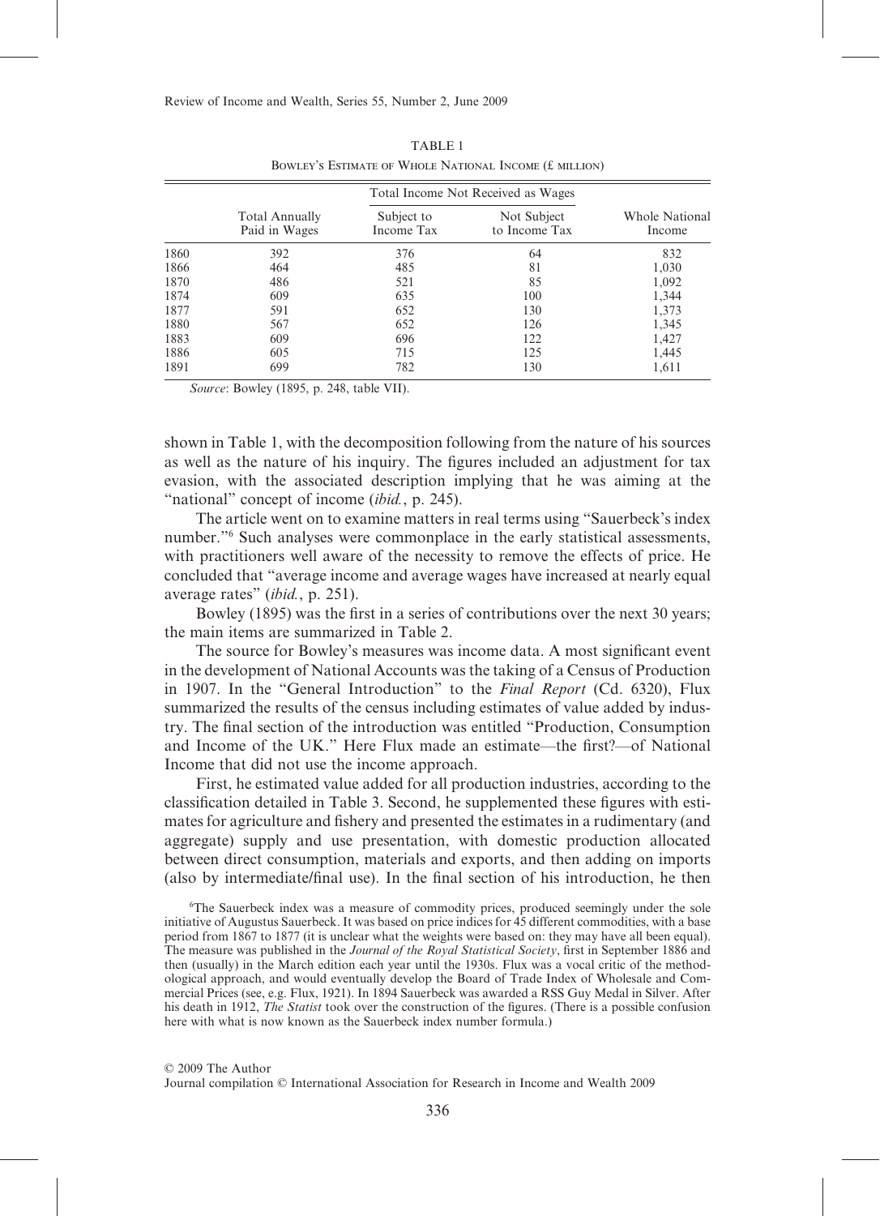TABLE 1

Bowley's Estimate of Whole National Income (£ million)

| | Total Annually Paid in Wages | Total Income Not Received as Wages | | Whole National Income |
|---|---|---|---|---|
| | | Subject to Income Tax | Not Subject to Income Tax | |
| 1860 | 392 | 376 | 64 | 832 |
| 1866 | 464 | 485 | 81 | 1,030 |
| 1870 | 486 | 521 | 85 | 1,092 |
| 1874 | 609 | 635 | 100 | 1,344 |
| 1877 | 591 | 652 | 130 | 1,373 |
| 1880 | 567 | 652 | 126 | 1,345 |
| 1883 | 609 | 696 | 122 | 1,427 |
| 1886 | 605 | 715 | 125 | 1,445 |
| 1891 | 699 | 782 | 130 | 1,611 |

*Source*: Bowley (1895, p. 248, table VII).

shown in Table 1, with the decomposition following from the nature of his sources as well as the nature of his inquiry. The figures included an adjustment for tax evasion, with the associated description implying that he was aiming at the "national" concept of income (*ibid.*, p. 245).

The article went on to examine matters in real terms using "Sauerbeck's index number."[6] Such analyses were commonplace in the early statistical assessments, with practitioners well aware of the necessity to remove the effects of price. He concluded that "average income and average wages have increased at nearly equal average rates" (*ibid.*, p. 251).

Bowley (1895) was the first in a series of contributions over the next 30 years; the main items are summarized in Table 2.

The source for Bowley's measures was income data. A most significant event in the development of National Accounts was the taking of a Census of Production in 1907. In the "General Introduction" to the *Final Report* (Cd. 6320), Flux summarized the results of the census including estimates of value added by industry. The final section of the introduction was entitled "Production, Consumption and Income of the UK." Here Flux made an estimate—the first?—of National Income that did not use the income approach.

First, he estimated value added for all production industries, according to the classification detailed in Table 3. Second, he supplemented these figures with estimates for agriculture and fishery and presented the estimates in a rudimentary (and aggregate) supply and use presentation, with domestic production allocated between direct consumption, materials and exports, and then adding on imports (also by intermediate/final use). In the final section of his introduction, he then

[6]The Sauerbeck index was a measure of commodity prices, produced seemingly under the sole initiative of Augustus Sauerbeck. It was based on price indices for 45 different commodities, with a base period from 1867 to 1877 (it is unclear what the weights were based on: they may have all been equal). The measure was published in the *Journal of the Royal Statistical Society*, first in September 1886 and then (usually) in the March edition each year until the 1930s. Flux was a vocal critic of the methodological approach, and would eventually develop the Board of Trade Index of Wholesale and Commercial Prices (see, e.g. Flux, 1921). In 1894 Sauerbeck was awarded a RSS Guy Medal in Silver. After his death in 1912, *The Statist* took over the construction of the figures. (There is a possible confusion here with what is now known as the Sauerbeck index number formula.)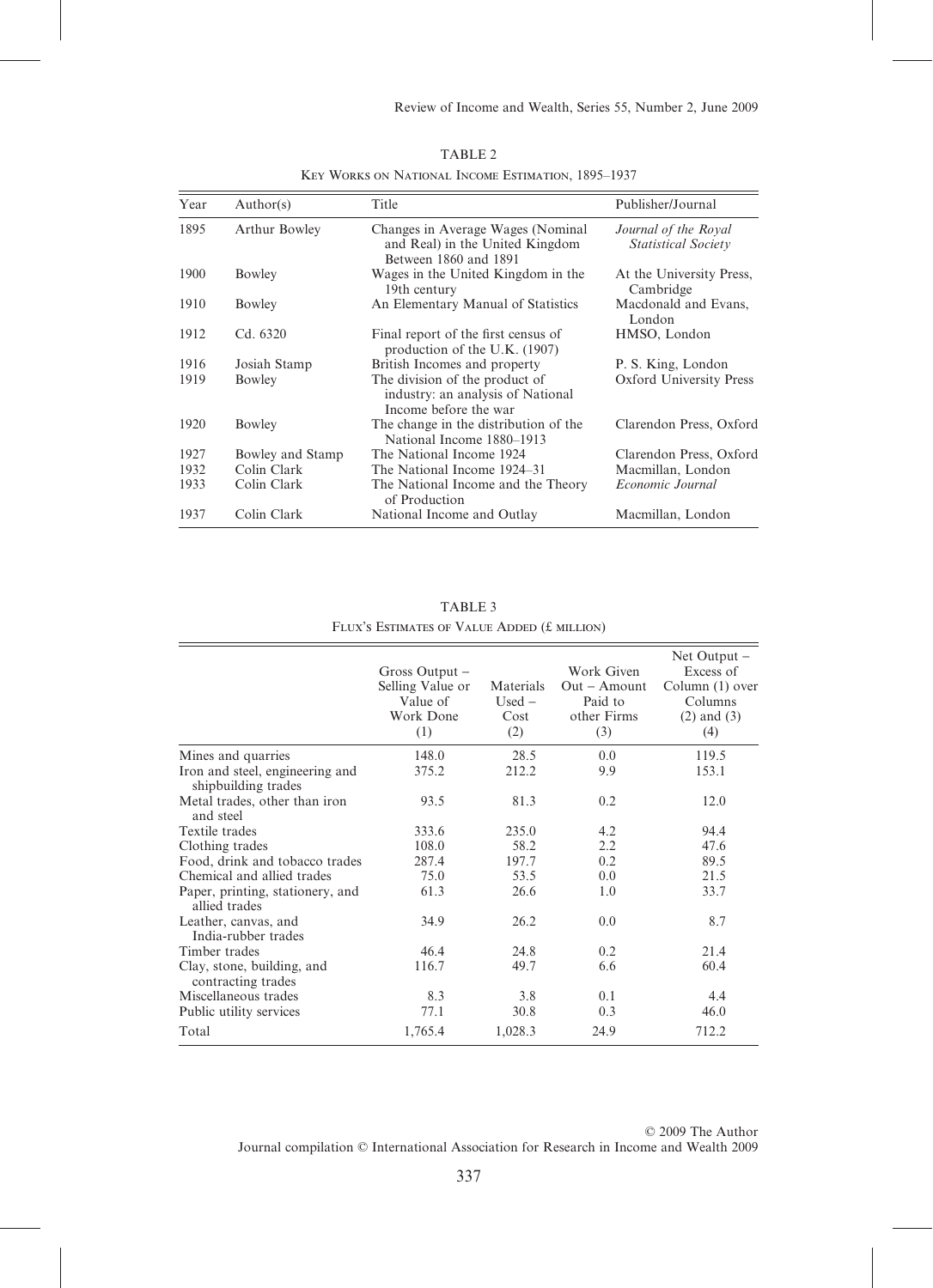TABLE 2

Key Works on National Income Estimation, 1895–1937

| Year | Author(s) | Title | Publisher/Journal |
|---|---|---|---|
| 1895 | Arthur Bowley | Changes in Average Wages (Nominal and Real) in the United Kingdom Between 1860 and 1891 | *Journal of the Royal Statistical Society* |
| 1900 | Bowley | Wages in the United Kingdom in the 19th century | At the University Press, Cambridge |
| 1910 | Bowley | An Elementary Manual of Statistics | Macdonald and Evans, London |
| 1912 | Cd. 6320 | Final report of the first census of production of the U.K. (1907) | HMSO, London |
| 1916 | Josiah Stamp | British Incomes and property | P. S. King, London |
| 1919 | Bowley | The division of the product of industry: an analysis of National Income before the war | Oxford University Press |
| 1920 | Bowley | The change in the distribution of the National Income 1880–1913 | Clarendon Press, Oxford |
| 1927 | Bowley and Stamp | The National Income 1924 | Clarendon Press, Oxford |
| 1932 | Colin Clark | The National Income 1924–31 | Macmillan, London |
| 1933 | Colin Clark | The National Income and the Theory of Production | *Economic Journal* |
| 1937 | Colin Clark | National Income and Outlay | Macmillan, London |

TABLE 3

Flux's Estimates of Value Added (£ million)

| | Gross Output – Selling Value or Value of Work Done (1) | Materials Used – Cost (2) | Work Given Out – Amount Paid to other Firms (3) | Net Output – Excess of Column (1) over Columns (2) and (3) (4) |
|---|---|---|---|---|
| Mines and quarries | 148.0 | 28.5 | 0.0 | 119.5 |
| Iron and steel, engineering and shipbuilding trades | 375.2 | 212.2 | 9.9 | 153.1 |
| Metal trades, other than iron and steel | 93.5 | 81.3 | 0.2 | 12.0 |
| Textile trades | 333.6 | 235.0 | 4.2 | 94.4 |
| Clothing trades | 108.0 | 58.2 | 2.2 | 47.6 |
| Food, drink and tobacco trades | 287.4 | 197.7 | 0.2 | 89.5 |
| Chemical and allied trades | 75.0 | 53.5 | 0.0 | 21.5 |
| Paper, printing, stationery, and allied trades | 61.3 | 26.6 | 1.0 | 33.7 |
| Leather, canvas, and India-rubber trades | 34.9 | 26.2 | 0.0 | 8.7 |
| Timber trades | 46.4 | 24.8 | 0.2 | 21.4 |
| Clay, stone, building, and contracting trades | 116.7 | 49.7 | 6.6 | 60.4 |
| Miscellaneous trades | 8.3 | 3.8 | 0.1 | 4.4 |
| Public utility services | 77.1 | 30.8 | 0.3 | 46.0 |
| Total | 1,765.4 | 1,028.3 | 24.9 | 712.2 |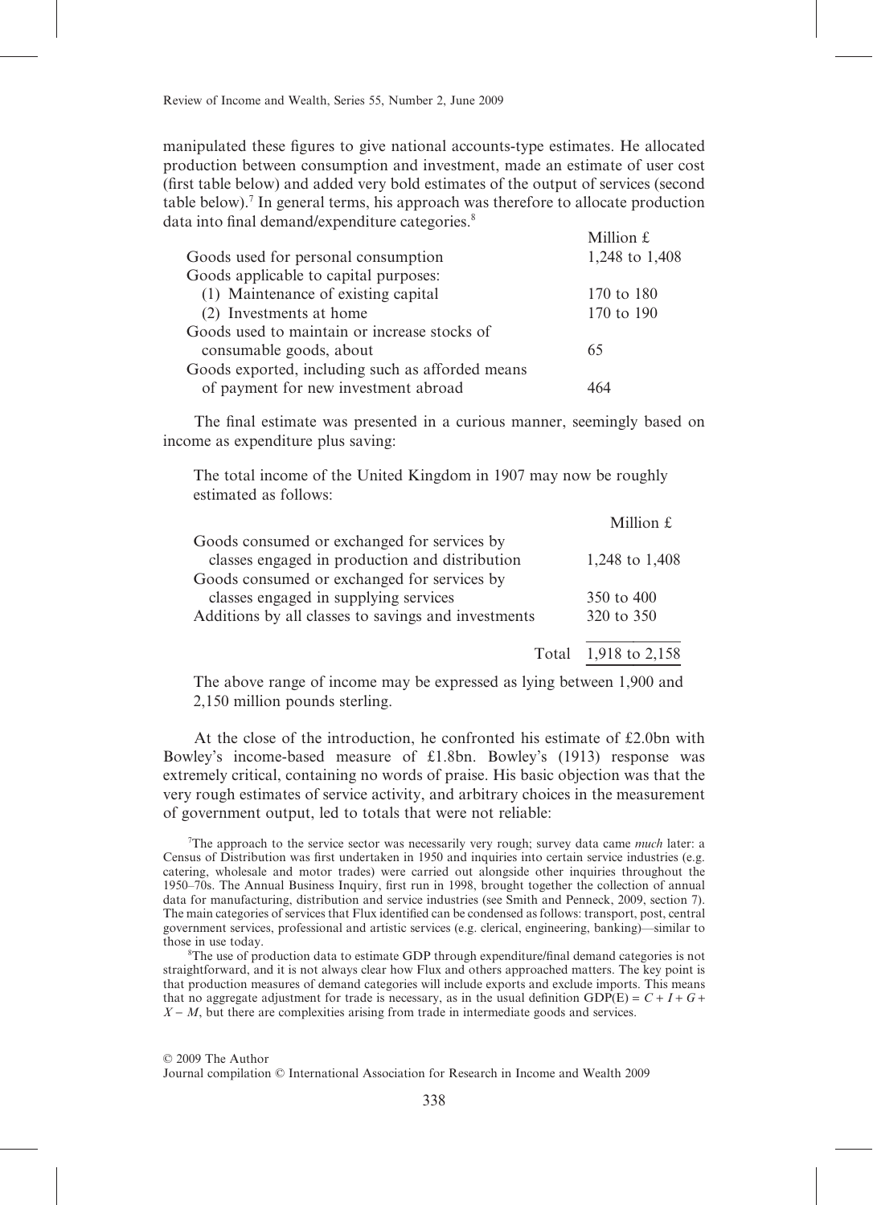manipulated these figures to give national accounts-type estimates. He allocated production between consumption and investment, made an estimate of user cost (first table below) and added very bold estimates of the output of services (second table below).[7] In general terms, his approach was therefore to allocate production data into final demand/expenditure categories.[8]

| | Million £ |
|---|---|
| Goods used for personal consumption | 1,248 to 1,408 |
| Goods applicable to capital purposes: | |
| (1) Maintenance of existing capital | 170 to 180 |
| (2) Investments at home | 170 to 190 |
| Goods used to maintain or increase stocks of consumable goods, about | 65 |
| Goods exported, including such as afforded means of payment for new investment abroad | 464 |

The final estimate was presented in a curious manner, seemingly based on income as expenditure plus saving:

> The total income of the United Kingdom in 1907 may now be roughly estimated as follows:
>
> | | Million £ |
> |---|---|
> | Goods consumed or exchanged for services by classes engaged in production and distribution | 1,248 to 1,408 |
> | Goods consumed or exchanged for services by classes engaged in supplying services | 350 to 400 |
> | Additions by all classes to savings and investments | 320 to 350 |
> | Total | 1,918 to 2,158 |
>
> The above range of income may be expressed as lying between 1,900 and 2,150 million pounds sterling.

At the close of the introduction, he confronted his estimate of £2.0bn with Bowley's income-based measure of £1.8bn. Bowley's (1913) response was extremely critical, containing no words of praise. His basic objection was that the very rough estimates of service activity, and arbitrary choices in the measurement of government output, led to totals that were not reliable:

[7]The approach to the service sector was necessarily very rough; survey data came *much* later: a Census of Distribution was first undertaken in 1950 and inquiries into certain service industries (e.g. catering, wholesale and motor trades) were carried out alongside other inquiries throughout the 1950–70s. The Annual Business Inquiry, first run in 1998, brought together the collection of annual data for manufacturing, distribution and service industries (see Smith and Penneck, 2009, section 7). The main categories of services that Flux identified can be condensed as follows: transport, post, central government services, professional and artistic services (e.g. clerical, engineering, banking)—similar to those in use today.

[8]The use of production data to estimate GDP through expenditure/final demand categories is not straightforward, and it is not always clear how Flux and others approached matters. The key point is that production measures of demand categories will include exports and exclude imports. This means that no aggregate adjustment for trade is necessary, as in the usual definition $GDP(E) = C + I + G + X - M$, but there are complexities arising from trade in intermediate goods and services.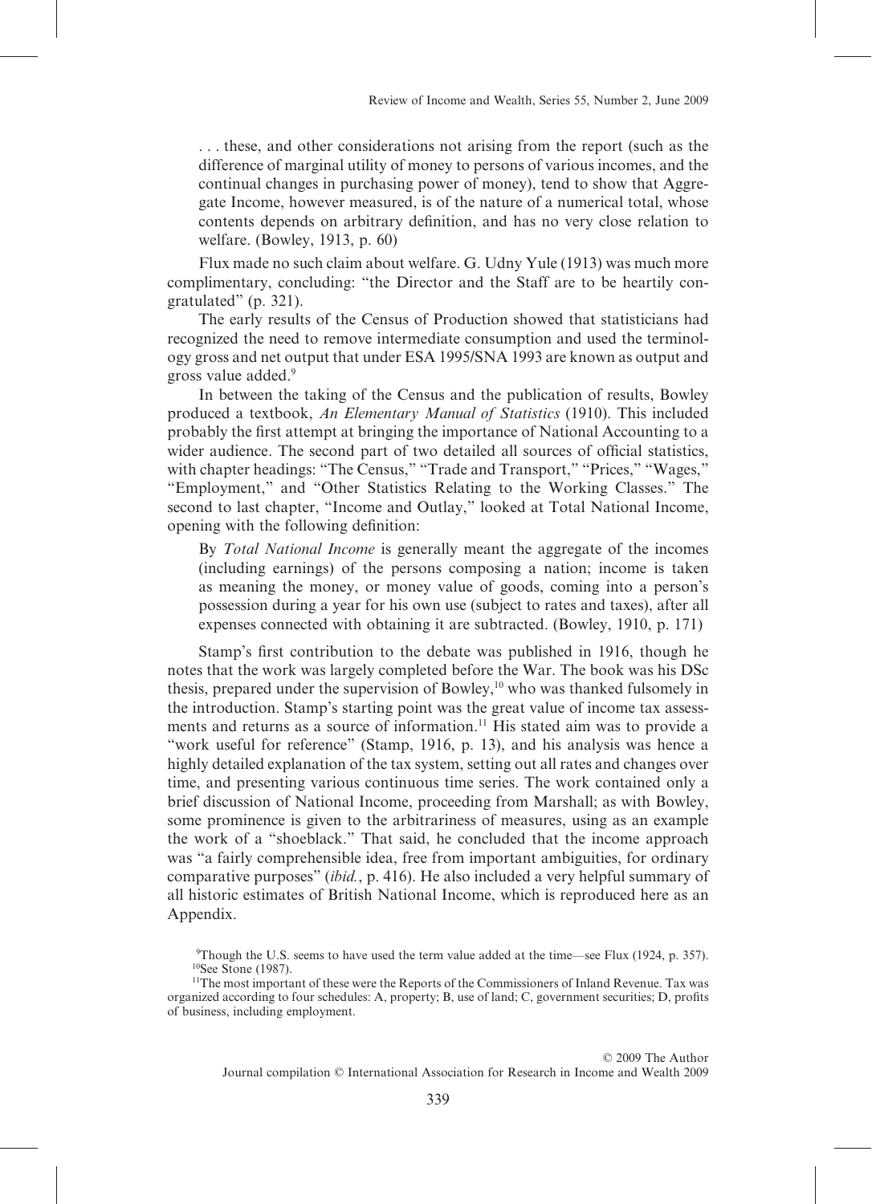> . . . these, and other considerations not arising from the report (such as the difference of marginal utility of money to persons of various incomes, and the continual changes in purchasing power of money), tend to show that Aggregate Income, however measured, is of the nature of a numerical total, whose contents depends on arbitrary definition, and has no very close relation to welfare. (Bowley, 1913, p. 60)

Flux made no such claim about welfare. G. Udny Yule (1913) was much more complimentary, concluding: "the Director and the Staff are to be heartily congratulated" (p. 321).

The early results of the Census of Production showed that statisticians had recognized the need to remove intermediate consumption and used the terminology gross and net output that under ESA 1995/SNA 1993 are known as output and gross value added.[9]

In between the taking of the Census and the publication of results, Bowley produced a textbook, *An Elementary Manual of Statistics* (1910). This included probably the first attempt at bringing the importance of National Accounting to a wider audience. The second part of two detailed all sources of official statistics, with chapter headings: "The Census," "Trade and Transport," "Prices," "Wages," "Employment," and "Other Statistics Relating to the Working Classes." The second to last chapter, "Income and Outlay," looked at Total National Income, opening with the following definition:

> By *Total National Income* is generally meant the aggregate of the incomes (including earnings) of the persons composing a nation; income is taken as meaning the money, or money value of goods, coming into a person's possession during a year for his own use (subject to rates and taxes), after all expenses connected with obtaining it are subtracted. (Bowley, 1910, p. 171)

Stamp's first contribution to the debate was published in 1916, though he notes that the work was largely completed before the War. The book was his DSc thesis, prepared under the supervision of Bowley,[10] who was thanked fulsomely in the introduction. Stamp's starting point was the great value of income tax assessments and returns as a source of information.[11] His stated aim was to provide a "work useful for reference" (Stamp, 1916, p. 13), and his analysis was hence a highly detailed explanation of the tax system, setting out all rates and changes over time, and presenting various continuous time series. The work contained only a brief discussion of National Income, proceeding from Marshall; as with Bowley, some prominence is given to the arbitrariness of measures, using as an example the work of a "shoeblack." That said, he concluded that the income approach was "a fairly comprehensible idea, free from important ambiguities, for ordinary comparative purposes" (*ibid.*, p. 416). He also included a very helpful summary of all historic estimates of British National Income, which is reproduced here as an Appendix.

[9] Though the U.S. seems to have used the term value added at the time—see Flux (1924, p. 357).

[10] See Stone (1987).

[11] The most important of these were the Reports of the Commissioners of Inland Revenue. Tax was organized according to four schedules: A, property; B, use of land; C, government securities; D, profits of business, including employment.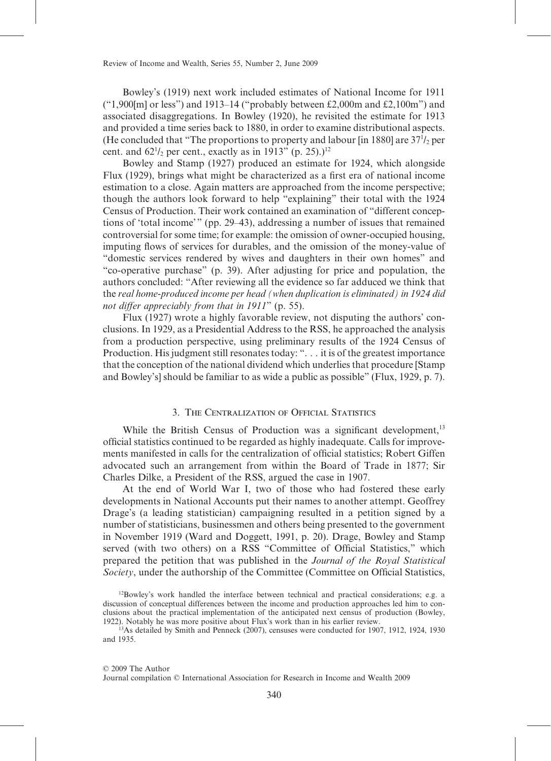Bowley's (1919) next work included estimates of National Income for 1911 ("1,900[m] or less") and 1913–14 ("probably between £2,000m and £2,100m") and associated disaggregations. In Bowley (1920), he revisited the estimate for 1913 and provided a time series back to 1880, in order to examine distributional aspects. (He concluded that "The proportions to property and labour [in 1880] are $37^1/_2$ per cent. and $62^1/_2$ per cent., exactly as in 1913" (p. 25).)[12]

Bowley and Stamp (1927) produced an estimate for 1924, which alongside Flux (1929), brings what might be characterized as a first era of national income estimation to a close. Again matters are approached from the income perspective; though the authors look forward to help "explaining" their total with the 1924 Census of Production. Their work contained an examination of "different conceptions of 'total income'" (pp. 29–43), addressing a number of issues that remained controversial for some time; for example: the omission of owner-occupied housing, imputing flows of services for durables, and the omission of the money-value of "domestic services rendered by wives and daughters in their own homes" and "co-operative purchase" (p. 39). After adjusting for price and population, the authors concluded: "After reviewing all the evidence so far adduced we think that the *real home-produced income per head (when duplication is eliminated) in 1924 did not differ appreciably from that in 1911*" (p. 55).

Flux (1927) wrote a highly favorable review, not disputing the authors' conclusions. In 1929, as a Presidential Address to the RSS, he approached the analysis from a production perspective, using preliminary results of the 1924 Census of Production. His judgment still resonates today: ". . . it is of the greatest importance that the conception of the national dividend which underlies that procedure [Stamp and Bowley's] should be familiar to as wide a public as possible" (Flux, 1929, p. 7).

## 3. The Centralization of Official Statistics

While the British Census of Production was a significant development,[13] official statistics continued to be regarded as highly inadequate. Calls for improvements manifested in calls for the centralization of official statistics; Robert Giffen advocated such an arrangement from within the Board of Trade in 1877; Sir Charles Dilke, a President of the RSS, argued the case in 1907.

At the end of World War I, two of those who had fostered these early developments in National Accounts put their names to another attempt. Geoffrey Drage's (a leading statistician) campaigning resulted in a petition signed by a number of statisticians, businessmen and others being presented to the government in November 1919 (Ward and Doggett, 1991, p. 20). Drage, Bowley and Stamp served (with two others) on a RSS "Committee of Official Statistics," which prepared the petition that was published in the *Journal of the Royal Statistical Society*, under the authorship of the Committee (Committee on Official Statistics,

[12] Bowley's work handled the interface between technical and practical considerations; e.g. a discussion of conceptual differences between the income and production approaches led him to conclusions about the practical implementation of the anticipated next census of production (Bowley, 1922). Notably he was more positive about Flux's work than in his earlier review.

[13] As detailed by Smith and Penneck (2007), censuses were conducted for 1907, 1912, 1924, 1930 and 1935.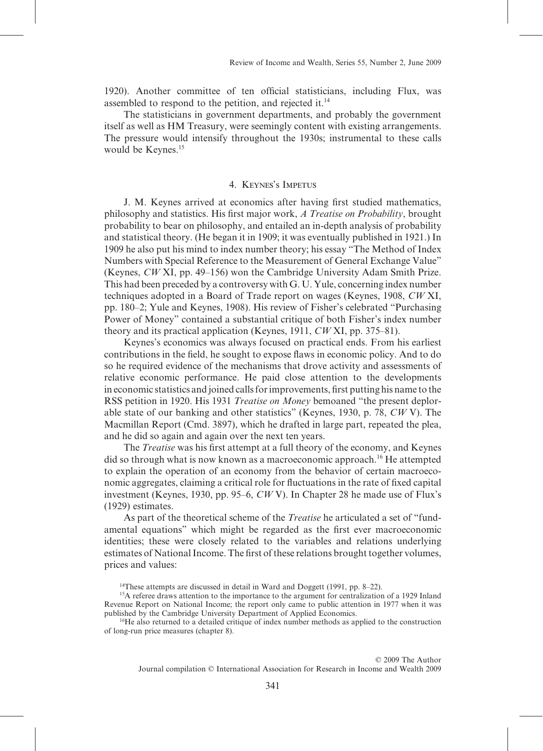1920). Another committee of ten official statisticians, including Flux, was assembled to respond to the petition, and rejected it.[14]

The statisticians in government departments, and probably the government itself as well as HM Treasury, were seemingly content with existing arrangements. The pressure would intensify throughout the 1930s; instrumental to these calls would be Keynes.[15]

## 4. Keynes's Impetus

J. M. Keynes arrived at economics after having first studied mathematics, philosophy and statistics. His first major work, *A Treatise on Probability*, brought probability to bear on philosophy, and entailed an in-depth analysis of probability and statistical theory. (He began it in 1909; it was eventually published in 1921.) In 1909 he also put his mind to index number theory; his essay "The Method of Index Numbers with Special Reference to the Measurement of General Exchange Value" (Keynes, *CW* XI, pp. 49–156) won the Cambridge University Adam Smith Prize. This had been preceded by a controversy with G. U. Yule, concerning index number techniques adopted in a Board of Trade report on wages (Keynes, 1908, *CW* XI, pp. 180–2; Yule and Keynes, 1908). His review of Fisher's celebrated "Purchasing Power of Money" contained a substantial critique of both Fisher's index number theory and its practical application (Keynes, 1911, *CW* XI, pp. 375–81).

Keynes's economics was always focused on practical ends. From his earliest contributions in the field, he sought to expose flaws in economic policy. And to do so he required evidence of the mechanisms that drove activity and assessments of relative economic performance. He paid close attention to the developments in economic statistics and joined calls for improvements, first putting his name to the RSS petition in 1920. His 1931 *Treatise on Money* bemoaned "the present deplorable state of our banking and other statistics" (Keynes, 1930, p. 78, *CW* V). The Macmillan Report (Cmd. 3897), which he drafted in large part, repeated the plea, and he did so again and again over the next ten years.

The *Treatise* was his first attempt at a full theory of the economy, and Keynes did so through what is now known as a macroeconomic approach.[16] He attempted to explain the operation of an economy from the behavior of certain macroeconomic aggregates, claiming a critical role for fluctuations in the rate of fixed capital investment (Keynes, 1930, pp. 95–6, *CW* V). In Chapter 28 he made use of Flux's (1929) estimates.

As part of the theoretical scheme of the *Treatise* he articulated a set of "fundamental equations" which might be regarded as the first ever macroeconomic identities; these were closely related to the variables and relations underlying estimates of National Income. The first of these relations brought together volumes, prices and values:

[14]These attempts are discussed in detail in Ward and Doggett (1991, pp. 8–22).

[15]A referee draws attention to the importance to the argument for centralization of a 1929 Inland Revenue Report on National Income; the report only came to public attention in 1977 when it was published by the Cambridge University Department of Applied Economics.

[16]He also returned to a detailed critique of index number methods as applied to the construction of long-run price measures (chapter 8).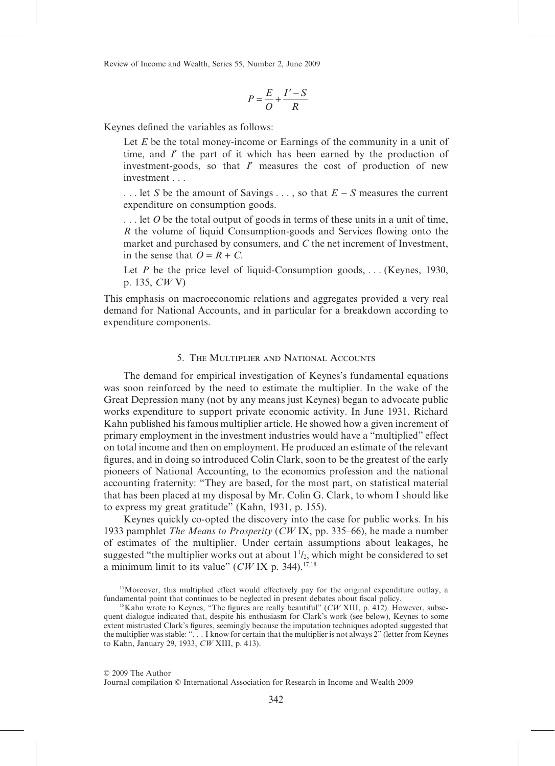$$P = \frac{E}{O} + \frac{I' - S}{R}$$

Keynes defined the variables as follows:

> Let $E$ be the total money-income or Earnings of the community in a unit of time, and $I'$ the part of it which has been earned by the production of investment-goods, so that $I'$ measures the cost of production of new investment . . .
>
> . . . let $S$ be the amount of Savings . . . , so that $E - S$ measures the current expenditure on consumption goods.
>
> . . . let $O$ be the total output of goods in terms of these units in a unit of time, $R$ the volume of liquid Consumption-goods and Services flowing onto the market and purchased by consumers, and $C$ the net increment of Investment, in the sense that $O = R + C$.
>
> Let $P$ be the price level of liquid-Consumption goods, . . . (Keynes, 1930, p. 135, *CW* V)

This emphasis on macroeconomic relations and aggregates provided a very real demand for National Accounts, and in particular for a breakdown according to expenditure components.

## 5. The Multiplier and National Accounts

The demand for empirical investigation of Keynes's fundamental equations was soon reinforced by the need to estimate the multiplier. In the wake of the Great Depression many (not by any means just Keynes) began to advocate public works expenditure to support private economic activity. In June 1931, Richard Kahn published his famous multiplier article. He showed how a given increment of primary employment in the investment industries would have a "multiplied" effect on total income and then on employment. He produced an estimate of the relevant figures, and in doing so introduced Colin Clark, soon to be the greatest of the early pioneers of National Accounting, to the economics profession and the national accounting fraternity: "They are based, for the most part, on statistical material that has been placed at my disposal by Mr. Colin G. Clark, to whom I should like to express my great gratitude" (Kahn, 1931, p. 155).

Keynes quickly co-opted the discovery into the case for public works. In his 1933 pamphlet *The Means to Prosperity* (*CW* IX, pp. 335–66), he made a number of estimates of the multiplier. Under certain assumptions about leakages, he suggested "the multiplier works out at about $1\frac{1}{2}$, which might be considered to set a minimum limit to its value" (*CW* IX p. 344).[17,18]

[17]Moreover, this multiplied effect would effectively pay for the original expenditure outlay, a fundamental point that continues to be neglected in present debates about fiscal policy.

[18]Kahn wrote to Keynes, "The figures are really beautiful" (*CW* XIII, p. 412). However, subsequent dialogue indicated that, despite his enthusiasm for Clark's work (see below), Keynes to some extent mistrusted Clark's figures, seemingly because the imputation techniques adopted suggested that the multiplier was stable: ". . . I know for certain that the multiplier is not always 2" (letter from Keynes to Kahn, January 29, 1933, *CW* XIII, p. 413).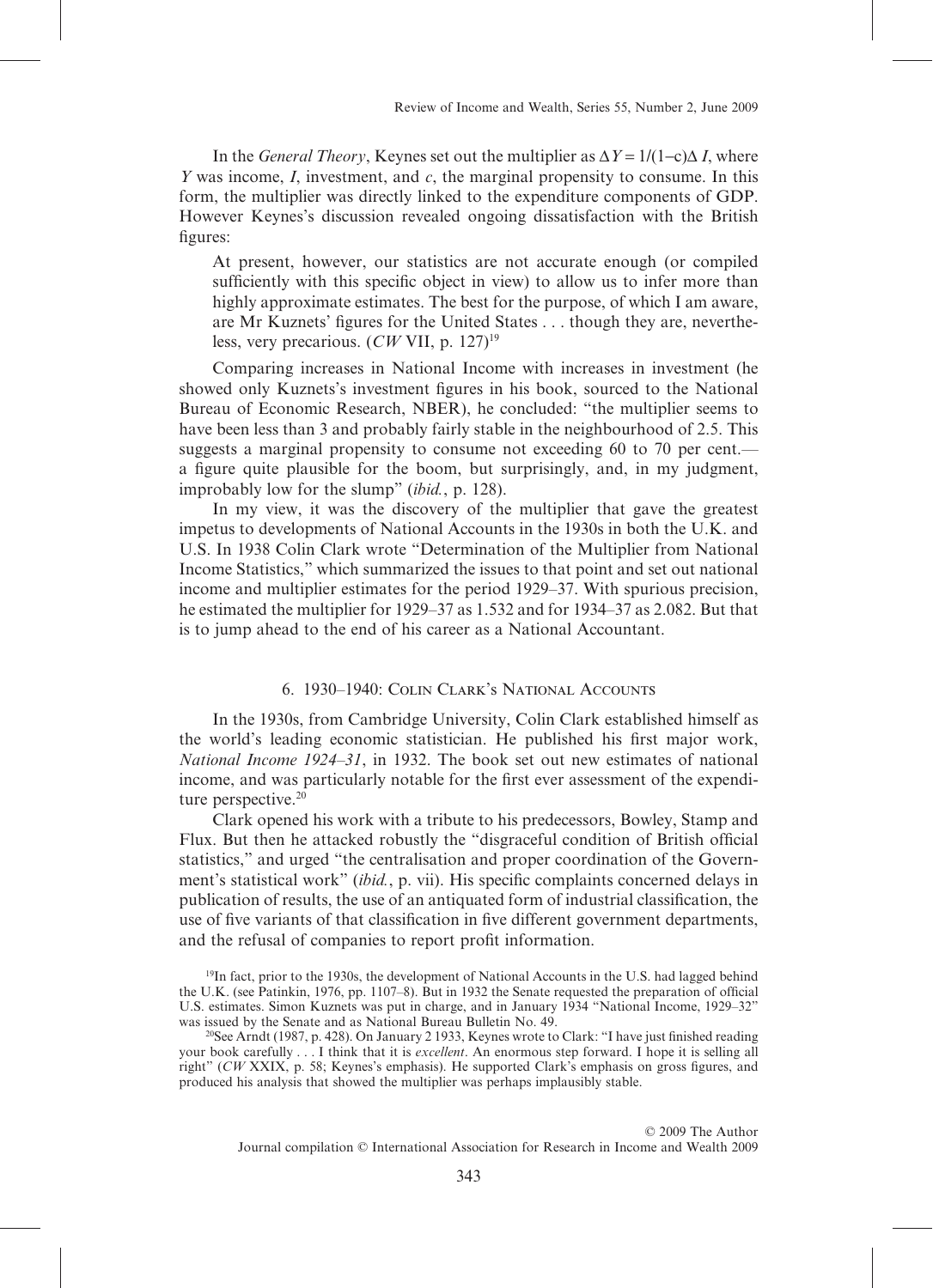In the *General Theory*, Keynes set out the multiplier as $\Delta Y = 1/(1-c)\Delta I$, where $Y$ was income, $I$, investment, and $c$, the marginal propensity to consume. In this form, the multiplier was directly linked to the expenditure components of GDP. However Keynes's discussion revealed ongoing dissatisfaction with the British figures:

> At present, however, our statistics are not accurate enough (or compiled sufficiently with this specific object in view) to allow us to infer more than highly approximate estimates. The best for the purpose, of which I am aware, are Mr Kuznets' figures for the United States . . . though they are, nevertheless, very precarious. (*CW* VII, p. 127)[19]

Comparing increases in National Income with increases in investment (he showed only Kuznets's investment figures in his book, sourced to the National Bureau of Economic Research, NBER), he concluded: "the multiplier seems to have been less than 3 and probably fairly stable in the neighbourhood of 2.5. This suggests a marginal propensity to consume not exceeding 60 to 70 per cent.—a figure quite plausible for the boom, but surprisingly, and, in my judgment, improbably low for the slump" (*ibid.*, p. 128).

In my view, it was the discovery of the multiplier that gave the greatest impetus to developments of National Accounts in the 1930s in both the U.K. and U.S. In 1938 Colin Clark wrote "Determination of the Multiplier from National Income Statistics," which summarized the issues to that point and set out national income and multiplier estimates for the period 1929–37. With spurious precision, he estimated the multiplier for 1929–37 as 1.532 and for 1934–37 as 2.082. But that is to jump ahead to the end of his career as a National Accountant.

## 6. 1930–1940: Colin Clark's National Accounts

In the 1930s, from Cambridge University, Colin Clark established himself as the world's leading economic statistician. He published his first major work, *National Income 1924–31*, in 1932. The book set out new estimates of national income, and was particularly notable for the first ever assessment of the expenditure perspective.[20]

Clark opened his work with a tribute to his predecessors, Bowley, Stamp and Flux. But then he attacked robustly the "disgraceful condition of British official statistics," and urged "the centralisation and proper coordination of the Government's statistical work" (*ibid.*, p. vii). His specific complaints concerned delays in publication of results, the use of an antiquated form of industrial classification, the use of five variants of that classification in five different government departments, and the refusal of companies to report profit information.

---

[19] In fact, prior to the 1930s, the development of National Accounts in the U.S. had lagged behind the U.K. (see Patinkin, 1976, pp. 1107–8). But in 1932 the Senate requested the preparation of official U.S. estimates. Simon Kuznets was put in charge, and in January 1934 "National Income, 1929–32" was issued by the Senate and as National Bureau Bulletin No. 49.

[20] See Arndt (1987, p. 428). On January 2 1933, Keynes wrote to Clark: "I have just finished reading your book carefully . . . I think that it is *excellent*. An enormous step forward. I hope it is selling all right" (*CW* XXIX, p. 58; Keynes's emphasis). He supported Clark's emphasis on gross figures, and produced his analysis that showed the multiplier was perhaps implausibly stable.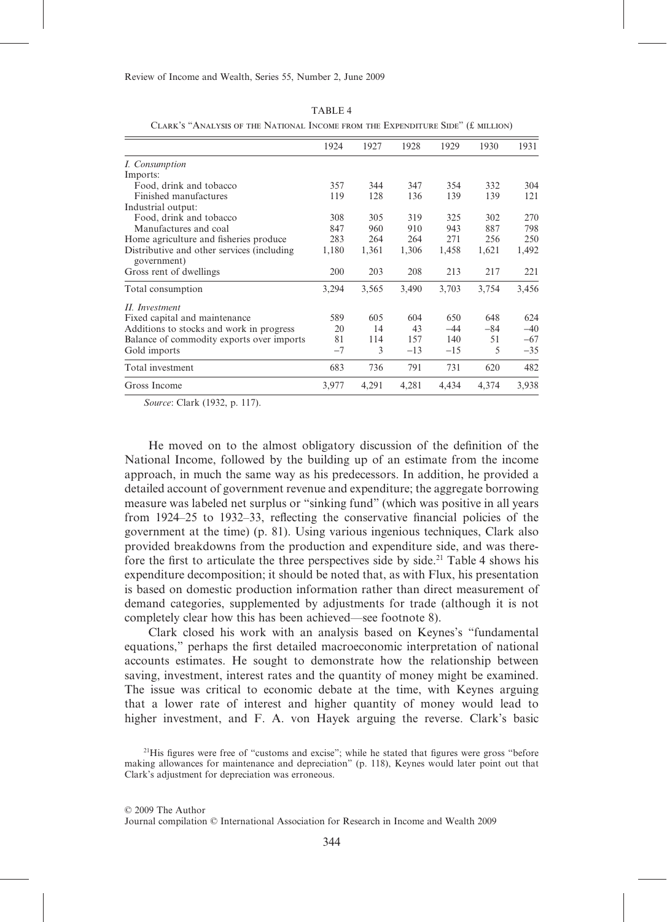TABLE 4

Clark's "Analysis of the National Income from the Expenditure Side" (£ million)

| | 1924 | 1927 | 1928 | 1929 | 1930 | 1931 |
|---|---|---|---|---|---|---|
| *I. Consumption* | | | | | | |
| Imports: | | | | | | |
| Food, drink and tobacco | 357 | 344 | 347 | 354 | 332 | 304 |
| Finished manufactures | 119 | 128 | 136 | 139 | 139 | 121 |
| Industrial output: | | | | | | |
| Food, drink and tobacco | 308 | 305 | 319 | 325 | 302 | 270 |
| Manufactures and coal | 847 | 960 | 910 | 943 | 887 | 798 |
| Home agriculture and fisheries produce | 283 | 264 | 264 | 271 | 256 | 250 |
| Distributive and other services (including government) | 1,180 | 1,361 | 1,306 | 1,458 | 1,621 | 1,492 |
| Gross rent of dwellings | 200 | 203 | 208 | 213 | 217 | 221 |
| Total consumption | 3,294 | 3,565 | 3,490 | 3,703 | 3,754 | 3,456 |
| *II. Investment* | | | | | | |
| Fixed capital and maintenance | 589 | 605 | 604 | 650 | 648 | 624 |
| Additions to stocks and work in progress | 20 | 14 | 43 | −44 | −84 | −40 |
| Balance of commodity exports over imports | 81 | 114 | 157 | 140 | 51 | −67 |
| Gold imports | −7 | 3 | −13 | −15 | 5 | −35 |
| Total investment | 683 | 736 | 791 | 731 | 620 | 482 |
| Gross Income | 3,977 | 4,291 | 4,281 | 4,434 | 4,374 | 3,938 |

*Source*: Clark (1932, p. 117).

He moved on to the almost obligatory discussion of the definition of the National Income, followed by the building up of an estimate from the income approach, in much the same way as his predecessors. In addition, he provided a detailed account of government revenue and expenditure; the aggregate borrowing measure was labeled net surplus or "sinking fund" (which was positive in all years from 1924–25 to 1932–33, reflecting the conservative financial policies of the government at the time) (p. 81). Using various ingenious techniques, Clark also provided breakdowns from the production and expenditure side, and was therefore the first to articulate the three perspectives side by side.[21] Table 4 shows his expenditure decomposition; it should be noted that, as with Flux, his presentation is based on domestic production information rather than direct measurement of demand categories, supplemented by adjustments for trade (although it is not completely clear how this has been achieved—see footnote 8).

Clark closed his work with an analysis based on Keynes's "fundamental equations," perhaps the first detailed macroeconomic interpretation of national accounts estimates. He sought to demonstrate how the relationship between saving, investment, interest rates and the quantity of money might be examined. The issue was critical to economic debate at the time, with Keynes arguing that a lower rate of interest and higher quantity of money would lead to higher investment, and F. A. von Hayek arguing the reverse. Clark's basic

[21]His figures were free of "customs and excise"; while he stated that figures were gross "before making allowances for maintenance and depreciation" (p. 118), Keynes would later point out that Clark's adjustment for depreciation was erroneous.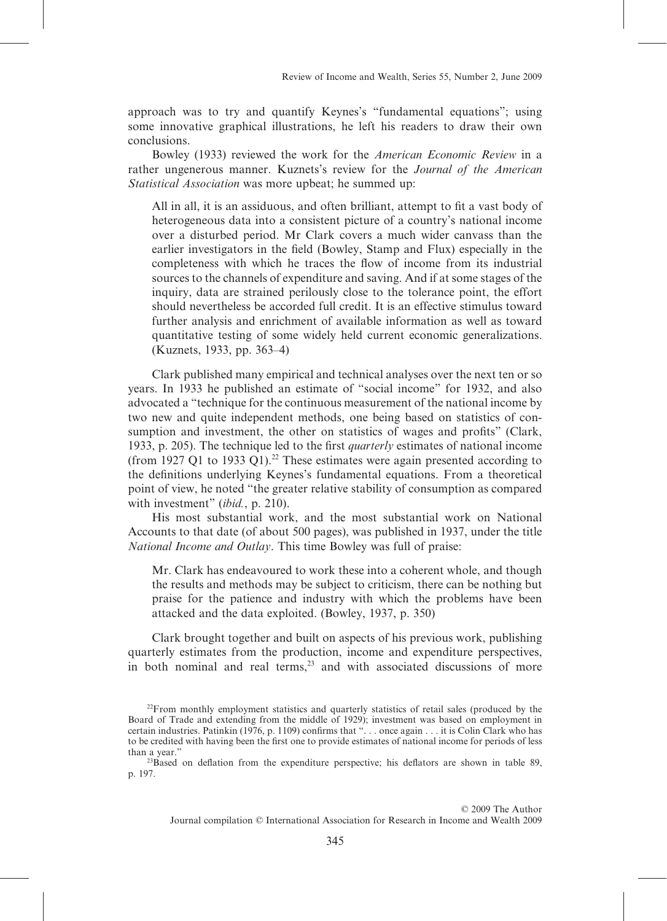approach was to try and quantify Keynes's "fundamental equations"; using some innovative graphical illustrations, he left his readers to draw their own conclusions.

Bowley (1933) reviewed the work for the *American Economic Review* in a rather ungenerous manner. Kuznets's review for the *Journal of the American Statistical Association* was more upbeat; he summed up:

> All in all, it is an assiduous, and often brilliant, attempt to fit a vast body of heterogeneous data into a consistent picture of a country's national income over a disturbed period. Mr Clark covers a much wider canvass than the earlier investigators in the field (Bowley, Stamp and Flux) especially in the completeness with which he traces the flow of income from its industrial sources to the channels of expenditure and saving. And if at some stages of the inquiry, data are strained perilously close to the tolerance point, the effort should nevertheless be accorded full credit. It is an effective stimulus toward further analysis and enrichment of available information as well as toward quantitative testing of some widely held current economic generalizations. (Kuznets, 1933, pp. 363–4)

Clark published many empirical and technical analyses over the next ten or so years. In 1933 he published an estimate of "social income" for 1932, and also advocated a "technique for the continuous measurement of the national income by two new and quite independent methods, one being based on statistics of consumption and investment, the other on statistics of wages and profits" (Clark, 1933, p. 205). The technique led to the first *quarterly* estimates of national income (from 1927 Q1 to 1933 Q1).[22] These estimates were again presented according to the definitions underlying Keynes's fundamental equations. From a theoretical point of view, he noted "the greater relative stability of consumption as compared with investment" (*ibid.*, p. 210).

His most substantial work, and the most substantial work on National Accounts to that date (of about 500 pages), was published in 1937, under the title *National Income and Outlay*. This time Bowley was full of praise:

> Mr. Clark has endeavoured to work these into a coherent whole, and though the results and methods may be subject to criticism, there can be nothing but praise for the patience and industry with which the problems have been attacked and the data exploited. (Bowley, 1937, p. 350)

Clark brought together and built on aspects of his previous work, publishing quarterly estimates from the production, income and expenditure perspectives, in both nominal and real terms,[23] and with associated discussions of more

[22]From monthly employment statistics and quarterly statistics of retail sales (produced by the Board of Trade and extending from the middle of 1929); investment was based on employment in certain industries. Patinkin (1976, p. 1109) confirms that ". . . once again . . . it is Colin Clark who has to be credited with having been the first one to provide estimates of national income for periods of less than a year."

[23]Based on deflation from the expenditure perspective; his deflators are shown in table 89, p. 197.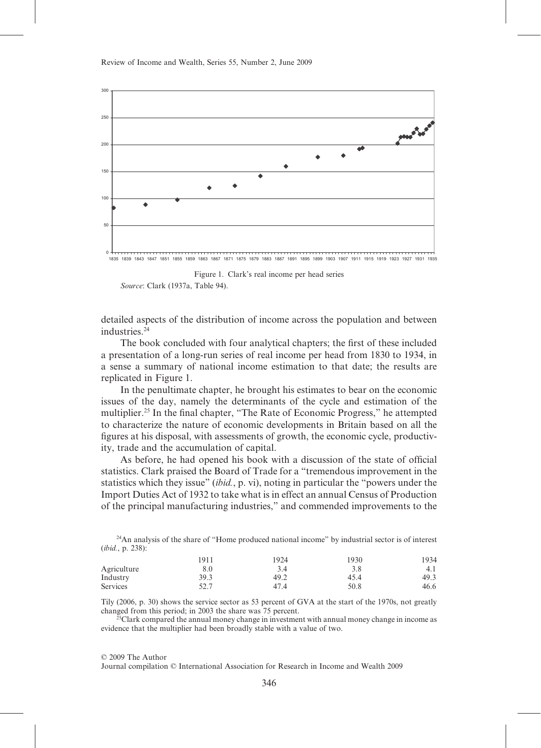Figure 1. Clark's real income per head series

*Source*: Clark (1937a, Table 94).

detailed aspects of the distribution of income across the population and between industries.[24]

The book concluded with four analytical chapters; the first of these included a presentation of a long-run series of real income per head from 1830 to 1934, in a sense a summary of national income estimation to that date; the results are replicated in Figure 1.

In the penultimate chapter, he brought his estimates to bear on the economic issues of the day, namely the determinants of the cycle and estimation of the multiplier.[25] In the final chapter, "The Rate of Economic Progress," he attempted to characterize the nature of economic developments in Britain based on all the figures at his disposal, with assessments of growth, the economic cycle, productivity, trade and the accumulation of capital.

As before, he had opened his book with a discussion of the state of official statistics. Clark praised the Board of Trade for a "tremendous improvement in the statistics which they issue" (*ibid.*, p. vi), noting in particular the "powers under the Import Duties Act of 1932 to take what is in effect an annual Census of Production of the principal manufacturing industries," and commended improvements to the

[24]An analysis of the share of "Home produced national income" by industrial sector is of interest (*ibid.*, p. 238):

| | 1911 | 1924 | 1930 | 1934 |
|---|---|---|---|---|
| Agriculture | 8.0 | 3.4 | 3.8 | 4.1 |
| Industry | 39.3 | 49.2 | 45.4 | 49.3 |
| Services | 52.7 | 47.4 | 50.8 | 46.6 |

Tily (2006, p. 30) shows the service sector as 53 percent of GVA at the start of the 1970s, not greatly changed from this period; in 2003 the share was 75 percent.

[25]Clark compared the annual money change in investment with annual money change in income as evidence that the multiplier had been broadly stable with a value of two.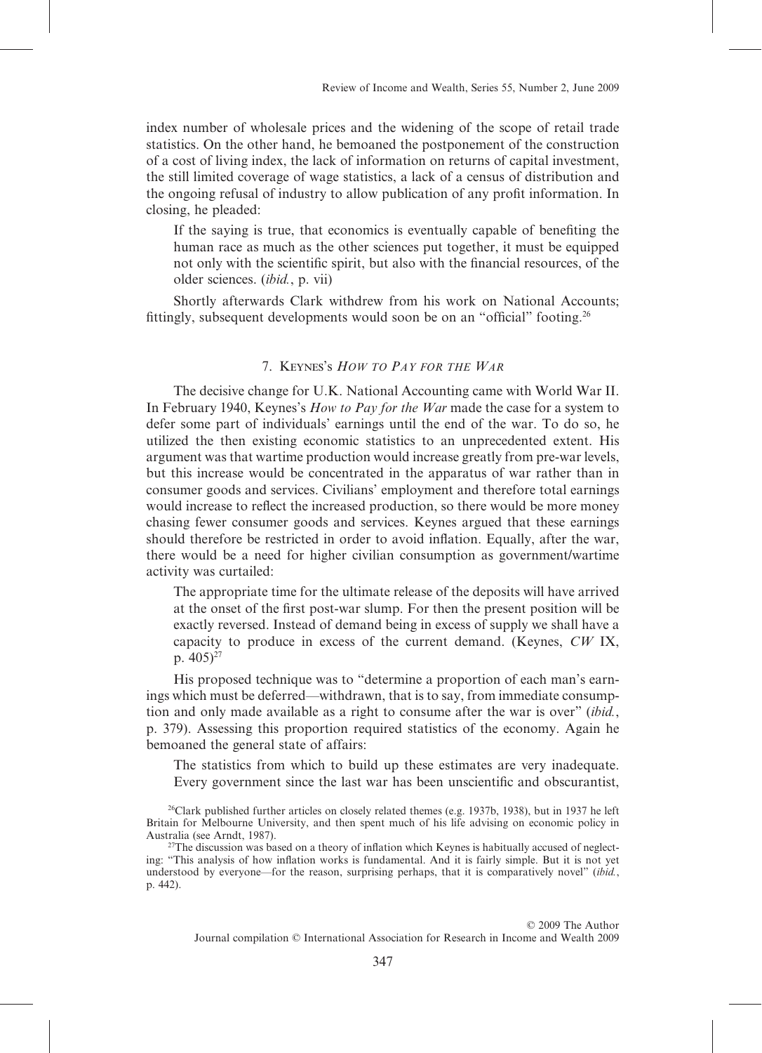index number of wholesale prices and the widening of the scope of retail trade statistics. On the other hand, he bemoaned the postponement of the construction of a cost of living index, the lack of information on returns of capital investment, the still limited coverage of wage statistics, a lack of a census of distribution and the ongoing refusal of industry to allow publication of any profit information. In closing, he pleaded:

> If the saying is true, that economics is eventually capable of benefiting the human race as much as the other sciences put together, it must be equipped not only with the scientific spirit, but also with the financial resources, of the older sciences. (*ibid.*, p. vii)

Shortly afterwards Clark withdrew from his work on National Accounts; fittingly, subsequent developments would soon be on an "official" footing.[26]

## 7. Keynes's *How to Pay for the War*

The decisive change for U.K. National Accounting came with World War II. In February 1940, Keynes's *How to Pay for the War* made the case for a system to defer some part of individuals' earnings until the end of the war. To do so, he utilized the then existing economic statistics to an unprecedented extent. His argument was that wartime production would increase greatly from pre-war levels, but this increase would be concentrated in the apparatus of war rather than in consumer goods and services. Civilians' employment and therefore total earnings would increase to reflect the increased production, so there would be more money chasing fewer consumer goods and services. Keynes argued that these earnings should therefore be restricted in order to avoid inflation. Equally, after the war, there would be a need for higher civilian consumption as government/wartime activity was curtailed:

> The appropriate time for the ultimate release of the deposits will have arrived at the onset of the first post-war slump. For then the present position will be exactly reversed. Instead of demand being in excess of supply we shall have a capacity to produce in excess of the current demand. (Keynes, *CW* IX, p. 405)[27]

His proposed technique was to "determine a proportion of each man's earnings which must be deferred—withdrawn, that is to say, from immediate consumption and only made available as a right to consume after the war is over" (*ibid.*, p. 379). Assessing this proportion required statistics of the economy. Again he bemoaned the general state of affairs:

> The statistics from which to build up these estimates are very inadequate. Every government since the last war has been unscientific and obscurantist,

[26]Clark published further articles on closely related themes (e.g. 1937b, 1938), but in 1937 he left Britain for Melbourne University, and then spent much of his life advising on economic policy in Australia (see Arndt, 1987).

[27]The discussion was based on a theory of inflation which Keynes is habitually accused of neglecting: "This analysis of how inflation works is fundamental. And it is fairly simple. But it is not yet understood by everyone—for the reason, surprising perhaps, that it is comparatively novel" (*ibid.*, p. 442).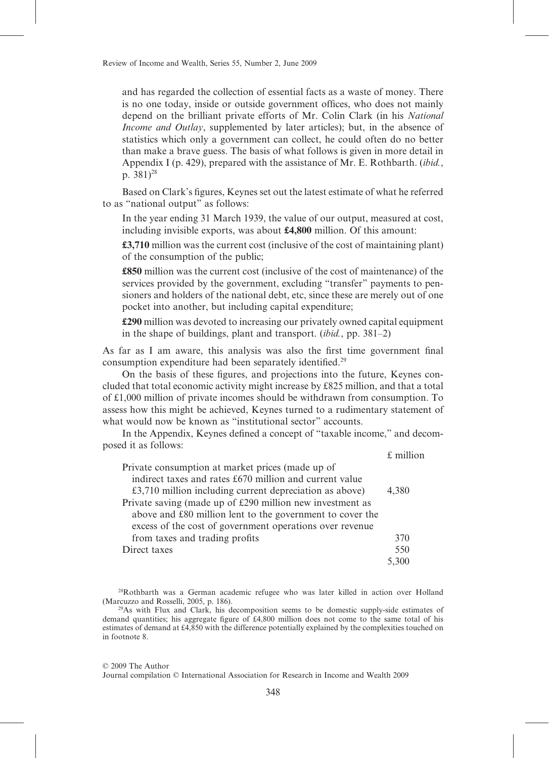and has regarded the collection of essential facts as a waste of money. There is no one today, inside or outside government offices, who does not mainly depend on the brilliant private efforts of Mr. Colin Clark (in his *National Income and Outlay*, supplemented by later articles); but, in the absence of statistics which only a government can collect, he could often do no better than make a brave guess. The basis of what follows is given in more detail in Appendix I (p. 429), prepared with the assistance of Mr. E. Rothbarth. (*ibid.*, p. 381)[28]

Based on Clark's figures, Keynes set out the latest estimate of what he referred to as "national output" as follows:

> In the year ending 31 March 1939, the value of our output, measured at cost, including invisible exports, was about **£4,800** million. Of this amount:
>
> **£3,710** million was the current cost (inclusive of the cost of maintaining plant) of the consumption of the public;
>
> **£850** million was the current cost (inclusive of the cost of maintenance) of the services provided by the government, excluding "transfer" payments to pensioners and holders of the national debt, etc, since these are merely out of one pocket into another, but including capital expenditure;
>
> **£290** million was devoted to increasing our privately owned capital equipment in the shape of buildings, plant and transport. (*ibid.*, pp. 381–2)

As far as I am aware, this analysis was also the first time government final consumption expenditure had been separately identified.[29]

On the basis of these figures, and projections into the future, Keynes concluded that total economic activity might increase by £825 million, and that a total of £1,000 million of private incomes should be withdrawn from consumption. To assess how this might be achieved, Keynes turned to a rudimentary statement of what would now be known as "institutional sector" accounts.

In the Appendix, Keynes defined a concept of "taxable income," and decomposed it as follows:

| | £ million |
|---|---|
| Private consumption at market prices (made up of indirect taxes and rates £670 million and current value £3,710 million including current depreciation as above) | 4,380 |
| Private saving (made up of £290 million new investment as above and £80 million lent to the government to cover the excess of the cost of government operations over revenue from taxes and trading profits | 370 |
| Direct taxes | 550 |
| | 5,300 |

[28]Rothbarth was a German academic refugee who was later killed in action over Holland (Marcuzzo and Rosselli, 2005, p. 186).

[29]As with Flux and Clark, his decomposition seems to be domestic supply-side estimates of demand quantities; his aggregate figure of £4,800 million does not come to the same total of his estimates of demand at £4,850 with the difference potentially explained by the complexities touched on in footnote 8.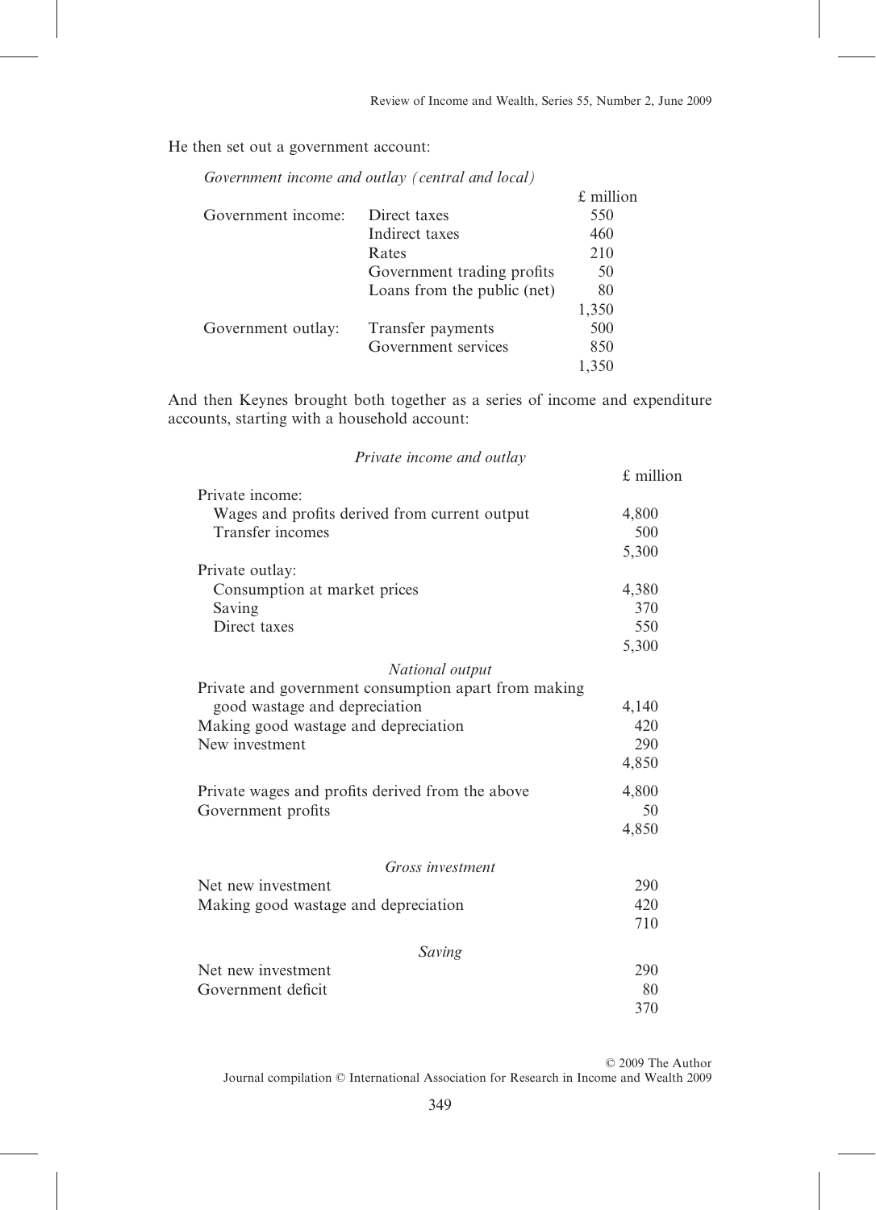He then set out a government account:

*Government income and outlay (central and local)*

| | | £ million |
|---|---|---|
| Government income: | Direct taxes | 550 |
| | Indirect taxes | 460 |
| | Rates | 210 |
| | Government trading profits | 50 |
| | Loans from the public (net) | 80 |
| | | 1,350 |
| Government outlay: | Transfer payments | 500 |
| | Government services | 850 |
| | | 1,350 |

And then Keynes brought both together as a series of income and expenditure accounts, starting with a household account:

*Private income and outlay*

| | £ million |
|---|---|
| Private income: | |
| Wages and profits derived from current output | 4,800 |
| Transfer incomes | 500 |
| | 5,300 |
| Private outlay: | |
| Consumption at market prices | 4,380 |
| Saving | 370 |
| Direct taxes | 550 |
| | 5,300 |

*National output*

| | |
|---|---|
| Private and government consumption apart from making good wastage and depreciation | 4,140 |
| Making good wastage and depreciation | 420 |
| New investment | 290 |
| | 4,850 |
| Private wages and profits derived from the above | 4,800 |
| Government profits | 50 |
| | 4,850 |

*Gross investment*

| | |
|---|---|
| Net new investment | 290 |
| Making good wastage and depreciation | 420 |
| | 710 |

*Saving*

| | |
|---|---|
| Net new investment | 290 |
| Government deficit | 80 |
| | 370 |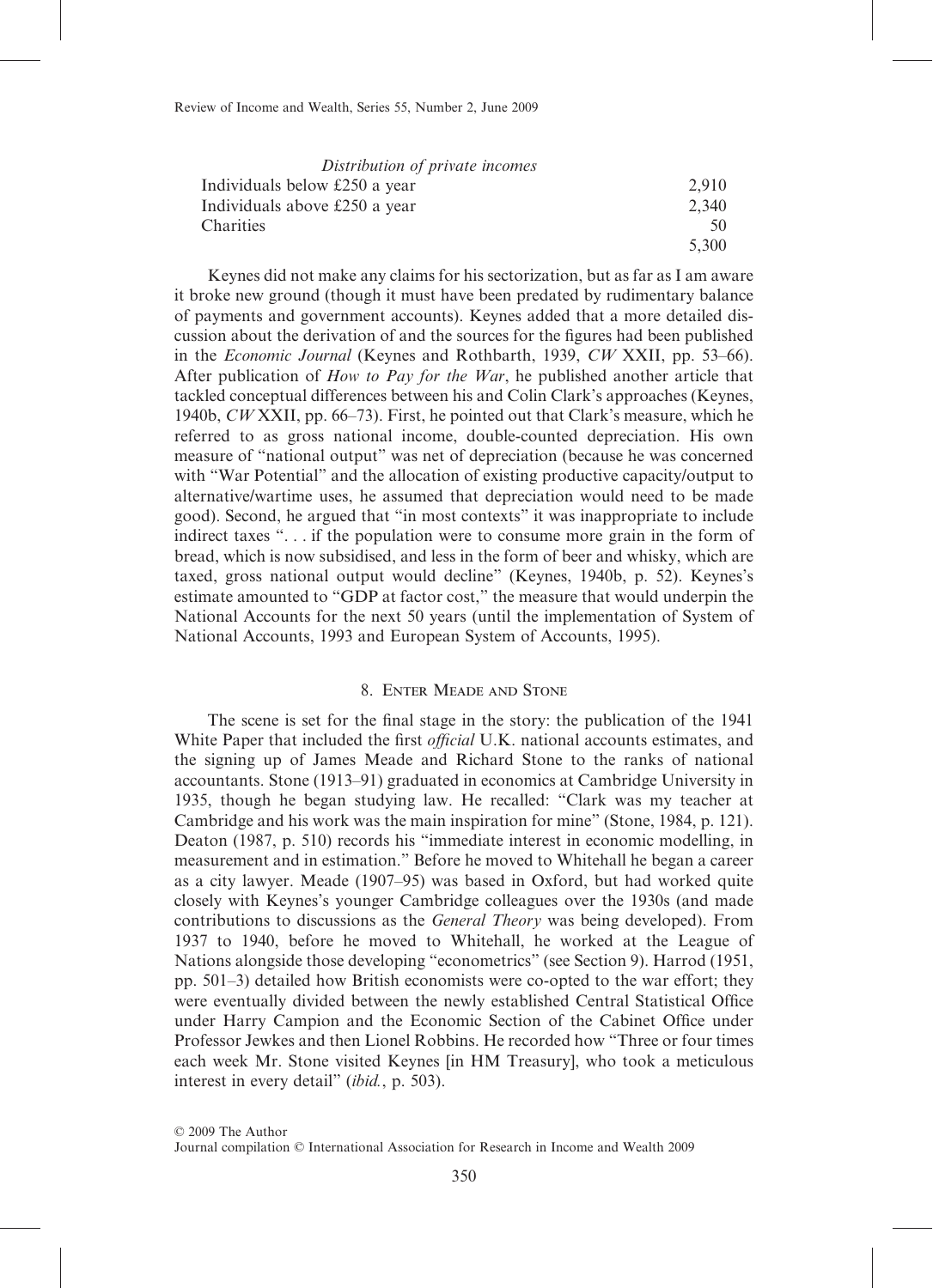| *Distribution of private incomes* | |
|---|---|
| Individuals below £250 a year | 2,910 |
| Individuals above £250 a year | 2,340 |
| Charities | 50 |
| | 5,300 |

Keynes did not make any claims for his sectorization, but as far as I am aware it broke new ground (though it must have been predated by rudimentary balance of payments and government accounts). Keynes added that a more detailed discussion about the derivation of and the sources for the figures had been published in the *Economic Journal* (Keynes and Rothbarth, 1939, *CW* XXII, pp. 53–66). After publication of *How to Pay for the War*, he published another article that tackled conceptual differences between his and Colin Clark's approaches (Keynes, 1940b, *CW* XXII, pp. 66–73). First, he pointed out that Clark's measure, which he referred to as gross national income, double-counted depreciation. His own measure of "national output" was net of depreciation (because he was concerned with "War Potential" and the allocation of existing productive capacity/output to alternative/wartime uses, he assumed that depreciation would need to be made good). Second, he argued that "in most contexts" it was inappropriate to include indirect taxes ". . . if the population were to consume more grain in the form of bread, which is now subsidised, and less in the form of beer and whisky, which are taxed, gross national output would decline" (Keynes, 1940b, p. 52). Keynes's estimate amounted to "GDP at factor cost," the measure that would underpin the National Accounts for the next 50 years (until the implementation of System of National Accounts, 1993 and European System of Accounts, 1995).

## 8. Enter Meade and Stone

The scene is set for the final stage in the story: the publication of the 1941 White Paper that included the first *official* U.K. national accounts estimates, and the signing up of James Meade and Richard Stone to the ranks of national accountants. Stone (1913–91) graduated in economics at Cambridge University in 1935, though he began studying law. He recalled: "Clark was my teacher at Cambridge and his work was the main inspiration for mine" (Stone, 1984, p. 121). Deaton (1987, p. 510) records his "immediate interest in economic modelling, in measurement and in estimation." Before he moved to Whitehall he began a career as a city lawyer. Meade (1907–95) was based in Oxford, but had worked quite closely with Keynes's younger Cambridge colleagues over the 1930s (and made contributions to discussions as the *General Theory* was being developed). From 1937 to 1940, before he moved to Whitehall, he worked at the League of Nations alongside those developing "econometrics" (see Section 9). Harrod (1951, pp. 501–3) detailed how British economists were co-opted to the war effort; they were eventually divided between the newly established Central Statistical Office under Harry Campion and the Economic Section of the Cabinet Office under Professor Jewkes and then Lionel Robbins. He recorded how "Three or four times each week Mr. Stone visited Keynes [in HM Treasury], who took a meticulous interest in every detail" (*ibid.*, p. 503).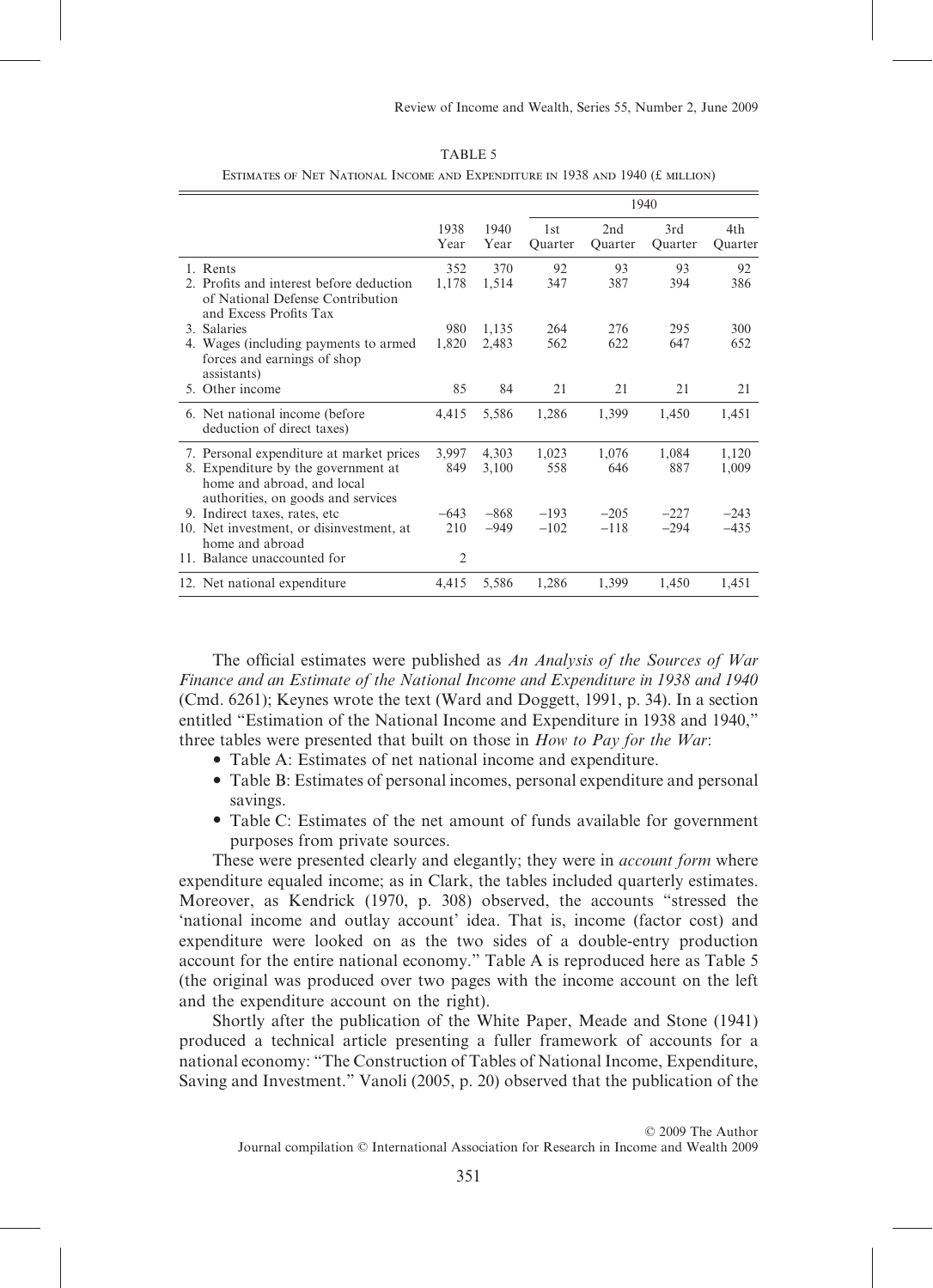TABLE 5

Estimates of Net National Income and Expenditure in 1938 and 1940 (£ million)

| | 1938 Year | 1940 Year | 1940 1st Quarter | 1940 2nd Quarter | 1940 3rd Quarter | 1940 4th Quarter |
|---|---|---|---|---|---|---|
| 1. Rents | 352 | 370 | 92 | 93 | 93 | 92 |
| 2. Profits and interest before deduction of National Defense Contribution and Excess Profits Tax | 1,178 | 1,514 | 347 | 387 | 394 | 386 |
| 3. Salaries | 980 | 1,135 | 264 | 276 | 295 | 300 |
| 4. Wages (including payments to armed forces and earnings of shop assistants) | 1,820 | 2,483 | 562 | 622 | 647 | 652 |
| 5. Other income | 85 | 84 | 21 | 21 | 21 | 21 |
| 6. Net national income (before deduction of direct taxes) | 4,415 | 5,586 | 1,286 | 1,399 | 1,450 | 1,451 |
| 7. Personal expenditure at market prices | 3,997 | 4,303 | 1,023 | 1,076 | 1,084 | 1,120 |
| 8. Expenditure by the government at home and abroad, and local authorities, on goods and services | 849 | 3,100 | 558 | 646 | 887 | 1,009 |
| 9. Indirect taxes, rates, etc | −643 | −868 | −193 | −205 | −227 | −243 |
| 10. Net investment, or disinvestment, at home and abroad | 210 | −949 | −102 | −118 | −294 | −435 |
| 11. Balance unaccounted for | 2 | | | | | |
| 12. Net national expenditure | 4,415 | 5,586 | 1,286 | 1,399 | 1,450 | 1,451 |

The official estimates were published as *An Analysis of the Sources of War Finance and an Estimate of the National Income and Expenditure in 1938 and 1940* (Cmd. 6261); Keynes wrote the text (Ward and Doggett, 1991, p. 34). In a section entitled "Estimation of the National Income and Expenditure in 1938 and 1940," three tables were presented that built on those in *How to Pay for the War*:

- Table A: Estimates of net national income and expenditure.
- Table B: Estimates of personal incomes, personal expenditure and personal savings.
- Table C: Estimates of the net amount of funds available for government purposes from private sources.

These were presented clearly and elegantly; they were in *account form* where expenditure equaled income; as in Clark, the tables included quarterly estimates. Moreover, as Kendrick (1970, p. 308) observed, the accounts "stressed the 'national income and outlay account' idea. That is, income (factor cost) and expenditure were looked on as the two sides of a double-entry production account for the entire national economy." Table A is reproduced here as Table 5 (the original was produced over two pages with the income account on the left and the expenditure account on the right).

Shortly after the publication of the White Paper, Meade and Stone (1941) produced a technical article presenting a fuller framework of accounts for a national economy: "The Construction of Tables of National Income, Expenditure, Saving and Investment." Vanoli (2005, p. 20) observed that the publication of the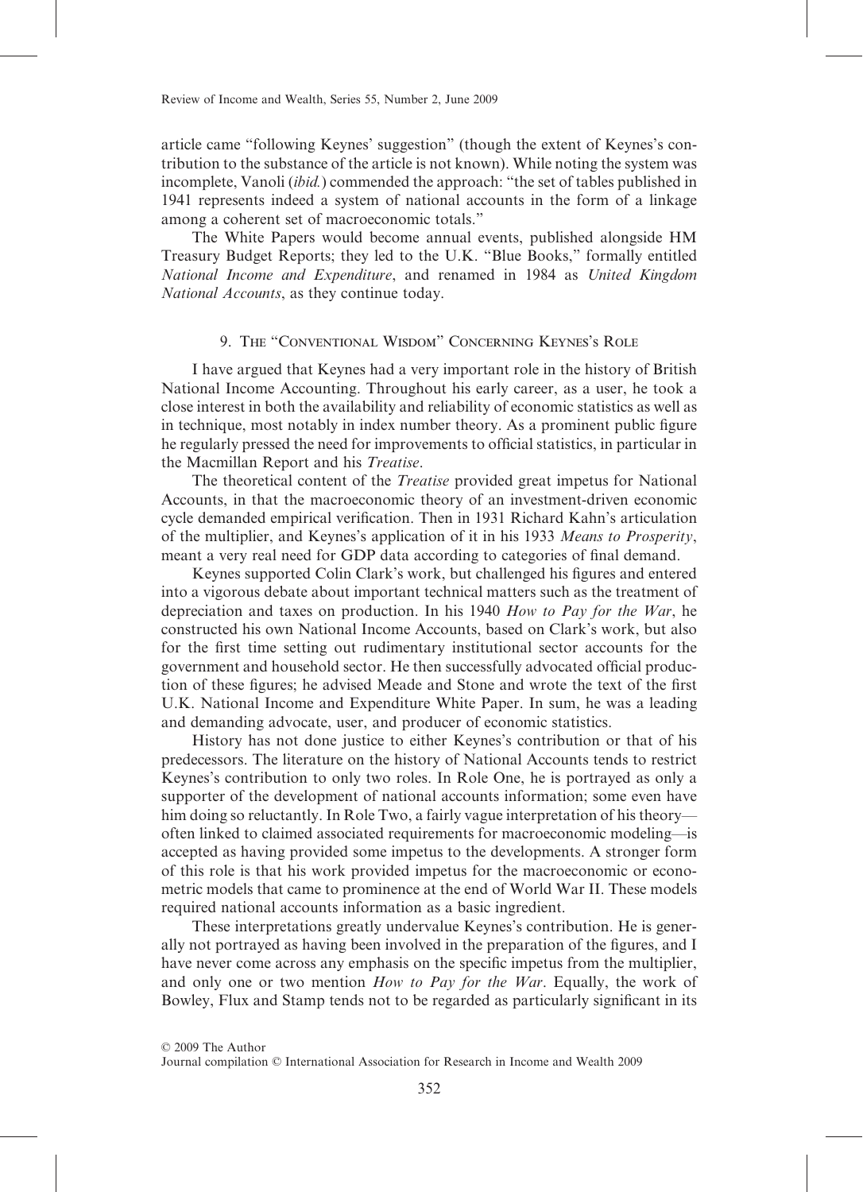article came "following Keynes' suggestion" (though the extent of Keynes's contribution to the substance of the article is not known). While noting the system was incomplete, Vanoli (*ibid.*) commended the approach: "the set of tables published in 1941 represents indeed a system of national accounts in the form of a linkage among a coherent set of macroeconomic totals."

The White Papers would become annual events, published alongside HM Treasury Budget Reports; they led to the U.K. "Blue Books," formally entitled *National Income and Expenditure*, and renamed in 1984 as *United Kingdom National Accounts*, as they continue today.

## 9. The "Conventional Wisdom" Concerning Keynes's Role

I have argued that Keynes had a very important role in the history of British National Income Accounting. Throughout his early career, as a user, he took a close interest in both the availability and reliability of economic statistics as well as in technique, most notably in index number theory. As a prominent public figure he regularly pressed the need for improvements to official statistics, in particular in the Macmillan Report and his *Treatise*.

The theoretical content of the *Treatise* provided great impetus for National Accounts, in that the macroeconomic theory of an investment-driven economic cycle demanded empirical verification. Then in 1931 Richard Kahn's articulation of the multiplier, and Keynes's application of it in his 1933 *Means to Prosperity*, meant a very real need for GDP data according to categories of final demand.

Keynes supported Colin Clark's work, but challenged his figures and entered into a vigorous debate about important technical matters such as the treatment of depreciation and taxes on production. In his 1940 *How to Pay for the War*, he constructed his own National Income Accounts, based on Clark's work, but also for the first time setting out rudimentary institutional sector accounts for the government and household sector. He then successfully advocated official production of these figures; he advised Meade and Stone and wrote the text of the first U.K. National Income and Expenditure White Paper. In sum, he was a leading and demanding advocate, user, and producer of economic statistics.

History has not done justice to either Keynes's contribution or that of his predecessors. The literature on the history of National Accounts tends to restrict Keynes's contribution to only two roles. In Role One, he is portrayed as only a supporter of the development of national accounts information; some even have him doing so reluctantly. In Role Two, a fairly vague interpretation of his theory—often linked to claimed associated requirements for macroeconomic modeling—is accepted as having provided some impetus to the developments. A stronger form of this role is that his work provided impetus for the macroeconomic or econometric models that came to prominence at the end of World War II. These models required national accounts information as a basic ingredient.

These interpretations greatly undervalue Keynes's contribution. He is generally not portrayed as having been involved in the preparation of the figures, and I have never come across any emphasis on the specific impetus from the multiplier, and only one or two mention *How to Pay for the War*. Equally, the work of Bowley, Flux and Stamp tends not to be regarded as particularly significant in its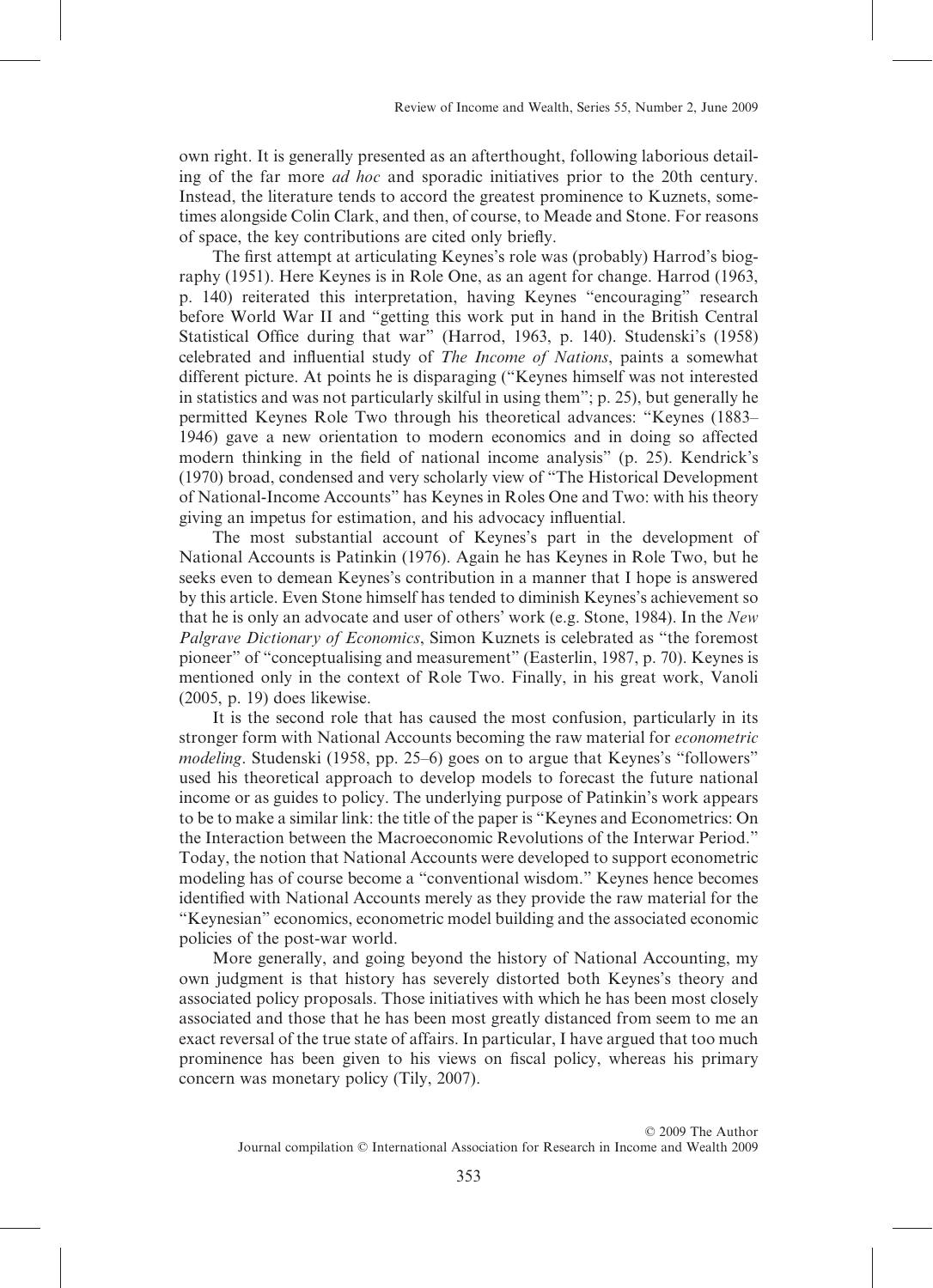own right. It is generally presented as an afterthought, following laborious detailing of the far more *ad hoc* and sporadic initiatives prior to the 20th century. Instead, the literature tends to accord the greatest prominence to Kuznets, sometimes alongside Colin Clark, and then, of course, to Meade and Stone. For reasons of space, the key contributions are cited only briefly.

The first attempt at articulating Keynes's role was (probably) Harrod's biography (1951). Here Keynes is in Role One, as an agent for change. Harrod (1963, p. 140) reiterated this interpretation, having Keynes "encouraging" research before World War II and "getting this work put in hand in the British Central Statistical Office during that war" (Harrod, 1963, p. 140). Studenski's (1958) celebrated and influential study of *The Income of Nations*, paints a somewhat different picture. At points he is disparaging ("Keynes himself was not interested in statistics and was not particularly skilful in using them"; p. 25), but generally he permitted Keynes Role Two through his theoretical advances: "Keynes (1883–1946) gave a new orientation to modern economics and in doing so affected modern thinking in the field of national income analysis" (p. 25). Kendrick's (1970) broad, condensed and very scholarly view of "The Historical Development of National-Income Accounts" has Keynes in Roles One and Two: with his theory giving an impetus for estimation, and his advocacy influential.

The most substantial account of Keynes's part in the development of National Accounts is Patinkin (1976). Again he has Keynes in Role Two, but he seeks even to demean Keynes's contribution in a manner that I hope is answered by this article. Even Stone himself has tended to diminish Keynes's achievement so that he is only an advocate and user of others' work (e.g. Stone, 1984). In the *New Palgrave Dictionary of Economics*, Simon Kuznets is celebrated as "the foremost pioneer" of "conceptualising and measurement" (Easterlin, 1987, p. 70). Keynes is mentioned only in the context of Role Two. Finally, in his great work, Vanoli (2005, p. 19) does likewise.

It is the second role that has caused the most confusion, particularly in its stronger form with National Accounts becoming the raw material for *econometric modeling*. Studenski (1958, pp. 25–6) goes on to argue that Keynes's "followers" used his theoretical approach to develop models to forecast the future national income or as guides to policy. The underlying purpose of Patinkin's work appears to be to make a similar link: the title of the paper is "Keynes and Econometrics: On the Interaction between the Macroeconomic Revolutions of the Interwar Period." Today, the notion that National Accounts were developed to support econometric modeling has of course become a "conventional wisdom." Keynes hence becomes identified with National Accounts merely as they provide the raw material for the "Keynesian" economics, econometric model building and the associated economic policies of the post-war world.

More generally, and going beyond the history of National Accounting, my own judgment is that history has severely distorted both Keynes's theory and associated policy proposals. Those initiatives with which he has been most closely associated and those that he has been most greatly distanced from seem to me an exact reversal of the true state of affairs. In particular, I have argued that too much prominence has been given to his views on fiscal policy, whereas his primary concern was monetary policy (Tily, 2007).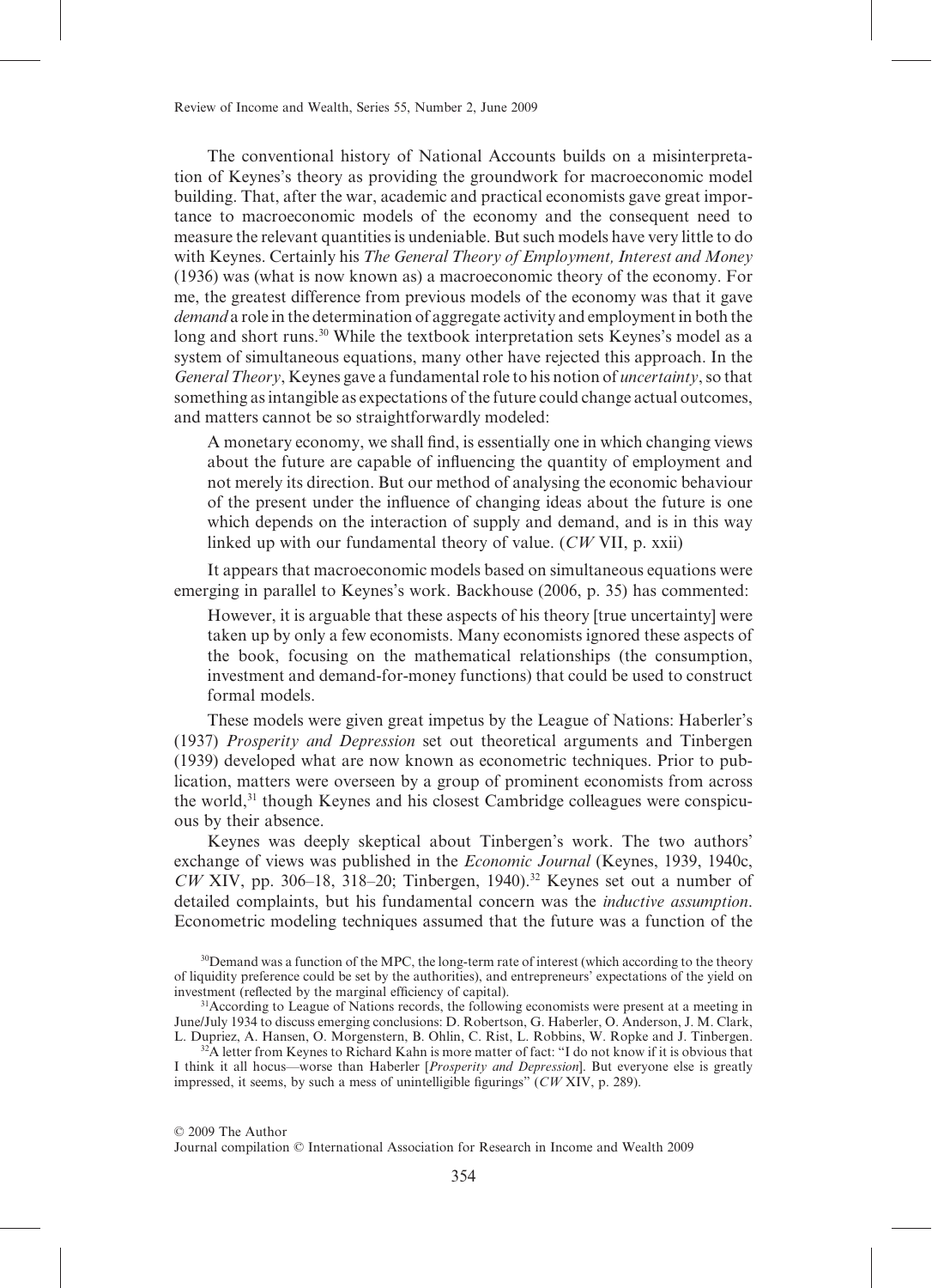The conventional history of National Accounts builds on a misinterpretation of Keynes's theory as providing the groundwork for macroeconomic model building. That, after the war, academic and practical economists gave great importance to macroeconomic models of the economy and the consequent need to measure the relevant quantities is undeniable. But such models have very little to do with Keynes. Certainly his *The General Theory of Employment, Interest and Money* (1936) was (what is now known as) a macroeconomic theory of the economy. For me, the greatest difference from previous models of the economy was that it gave *demand* a role in the determination of aggregate activity and employment in both the long and short runs.[30] While the textbook interpretation sets Keynes's model as a system of simultaneous equations, many other have rejected this approach. In the *General Theory*, Keynes gave a fundamental role to his notion of *uncertainty*, so that something as intangible as expectations of the future could change actual outcomes, and matters cannot be so straightforwardly modeled:

> A monetary economy, we shall find, is essentially one in which changing views about the future are capable of influencing the quantity of employment and not merely its direction. But our method of analysing the economic behaviour of the present under the influence of changing ideas about the future is one which depends on the interaction of supply and demand, and is in this way linked up with our fundamental theory of value. (*CW* VII, p. xxii)

It appears that macroeconomic models based on simultaneous equations were emerging in parallel to Keynes's work. Backhouse (2006, p. 35) has commented:

> However, it is arguable that these aspects of his theory [true uncertainty] were taken up by only a few economists. Many economists ignored these aspects of the book, focusing on the mathematical relationships (the consumption, investment and demand-for-money functions) that could be used to construct formal models.

These models were given great impetus by the League of Nations: Haberler's (1937) *Prosperity and Depression* set out theoretical arguments and Tinbergen (1939) developed what are now known as econometric techniques. Prior to publication, matters were overseen by a group of prominent economists from across the world,[31] though Keynes and his closest Cambridge colleagues were conspicuous by their absence.

Keynes was deeply skeptical about Tinbergen's work. The two authors' exchange of views was published in the *Economic Journal* (Keynes, 1939, 1940c, *CW* XIV, pp. 306–18, 318–20; Tinbergen, 1940).[32] Keynes set out a number of detailed complaints, but his fundamental concern was the *inductive assumption*. Econometric modeling techniques assumed that the future was a function of the

[30] Demand was a function of the MPC, the long-term rate of interest (which according to the theory of liquidity preference could be set by the authorities), and entrepreneurs' expectations of the yield on investment (reflected by the marginal efficiency of capital).

[31] According to League of Nations records, the following economists were present at a meeting in June/July 1934 to discuss emerging conclusions: D. Robertson, G. Haberler, O. Anderson, J. M. Clark, L. Dupriez, A. Hansen, O. Morgenstern, B. Ohlin, C. Rist, L. Robbins, W. Ropke and J. Tinbergen.

[32] A letter from Keynes to Richard Kahn is more matter of fact: "I do not know if it is obvious that I think it all hocus—worse than Haberler [*Prosperity and Depression*]. But everyone else is greatly impressed, it seems, by such a mess of unintelligible figurings" (*CW* XIV, p. 289).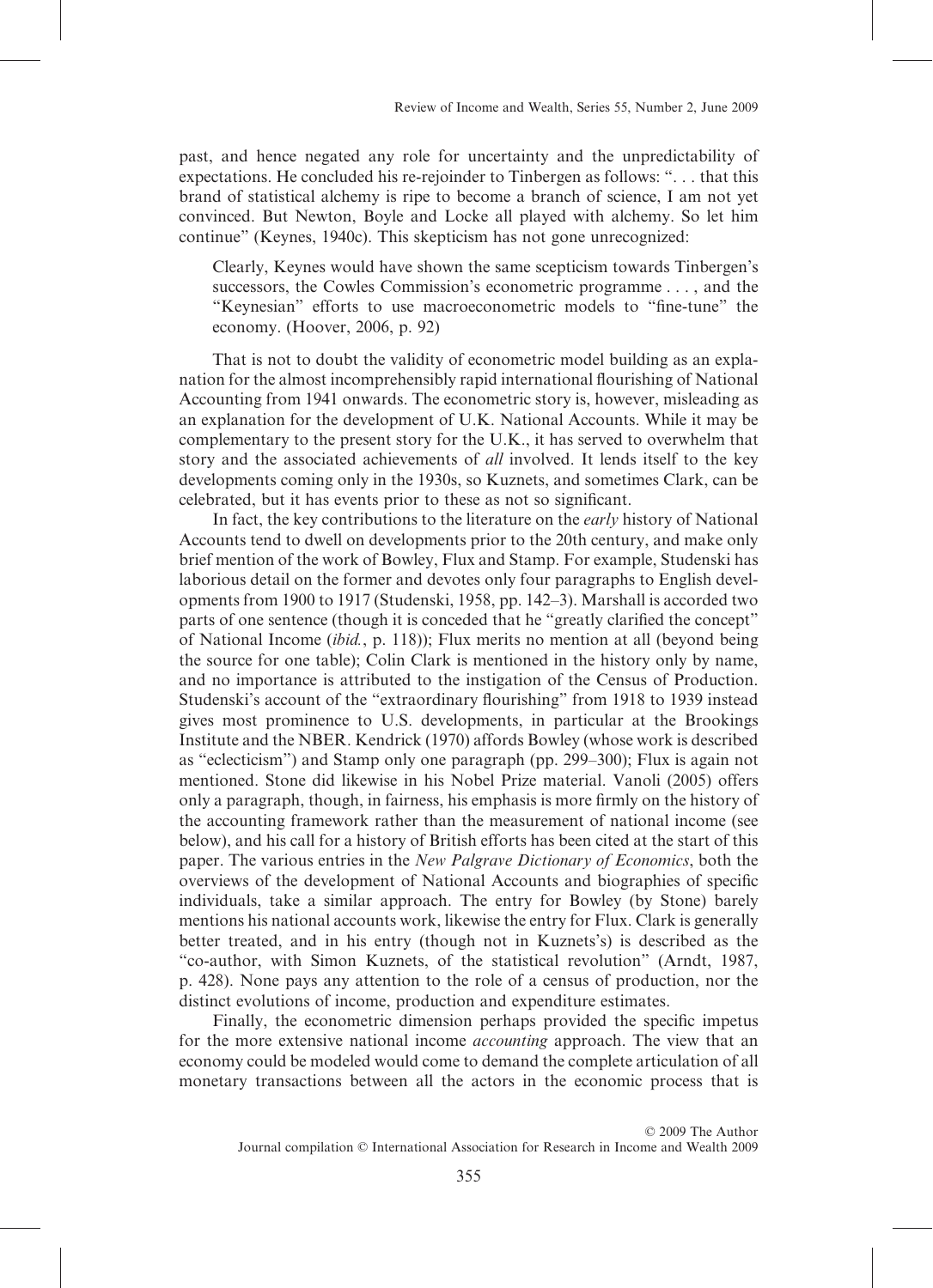past, and hence negated any role for uncertainty and the unpredictability of expectations. He concluded his re-rejoinder to Tinbergen as follows: ". . . that this brand of statistical alchemy is ripe to become a branch of science, I am not yet convinced. But Newton, Boyle and Locke all played with alchemy. So let him continue" (Keynes, 1940c). This skepticism has not gone unrecognized:

> Clearly, Keynes would have shown the same scepticism towards Tinbergen's successors, the Cowles Commission's econometric programme . . . , and the "Keynesian" efforts to use macroeconometric models to "fine-tune" the economy. (Hoover, 2006, p. 92)

That is not to doubt the validity of econometric model building as an explanation for the almost incomprehensibly rapid international flourishing of National Accounting from 1941 onwards. The econometric story is, however, misleading as an explanation for the development of U.K. National Accounts. While it may be complementary to the present story for the U.K., it has served to overwhelm that story and the associated achievements of *all* involved. It lends itself to the key developments coming only in the 1930s, so Kuznets, and sometimes Clark, can be celebrated, but it has events prior to these as not so significant.

In fact, the key contributions to the literature on the *early* history of National Accounts tend to dwell on developments prior to the 20th century, and make only brief mention of the work of Bowley, Flux and Stamp. For example, Studenski has laborious detail on the former and devotes only four paragraphs to English developments from 1900 to 1917 (Studenski, 1958, pp. 142–3). Marshall is accorded two parts of one sentence (though it is conceded that he "greatly clarified the concept" of National Income (*ibid.*, p. 118)); Flux merits no mention at all (beyond being the source for one table); Colin Clark is mentioned in the history only by name, and no importance is attributed to the instigation of the Census of Production. Studenski's account of the "extraordinary flourishing" from 1918 to 1939 instead gives most prominence to U.S. developments, in particular at the Brookings Institute and the NBER. Kendrick (1970) affords Bowley (whose work is described as "eclecticism") and Stamp only one paragraph (pp. 299–300); Flux is again not mentioned. Stone did likewise in his Nobel Prize material. Vanoli (2005) offers only a paragraph, though, in fairness, his emphasis is more firmly on the history of the accounting framework rather than the measurement of national income (see below), and his call for a history of British efforts has been cited at the start of this paper. The various entries in the *New Palgrave Dictionary of Economics*, both the overviews of the development of National Accounts and biographies of specific individuals, take a similar approach. The entry for Bowley (by Stone) barely mentions his national accounts work, likewise the entry for Flux. Clark is generally better treated, and in his entry (though not in Kuznets's) is described as the "co-author, with Simon Kuznets, of the statistical revolution" (Arndt, 1987, p. 428). None pays any attention to the role of a census of production, nor the distinct evolutions of income, production and expenditure estimates.

Finally, the econometric dimension perhaps provided the specific impetus for the more extensive national income *accounting* approach. The view that an economy could be modeled would come to demand the complete articulation of all monetary transactions between all the actors in the economic process that is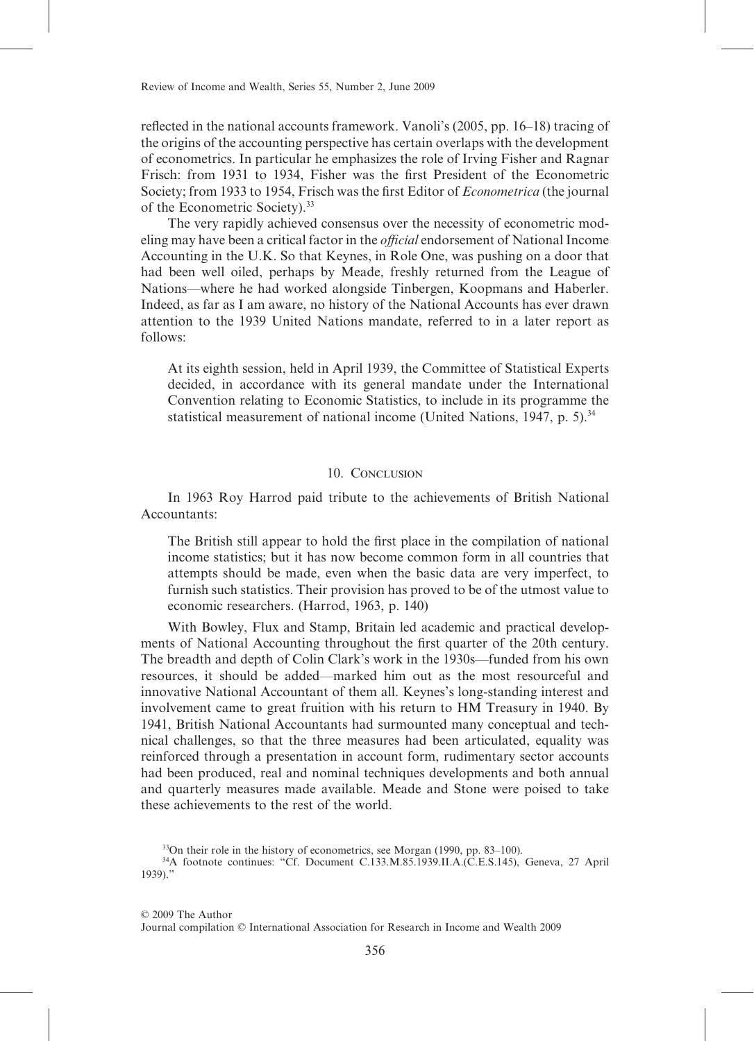reflected in the national accounts framework. Vanoli's (2005, pp. 16–18) tracing of the origins of the accounting perspective has certain overlaps with the development of econometrics. In particular he emphasizes the role of Irving Fisher and Ragnar Frisch: from 1931 to 1934, Fisher was the first President of the Econometric Society; from 1933 to 1954, Frisch was the first Editor of *Econometrica* (the journal of the Econometric Society).[33]

The very rapidly achieved consensus over the necessity of econometric modeling may have been a critical factor in the *official* endorsement of National Income Accounting in the U.K. So that Keynes, in Role One, was pushing on a door that had been well oiled, perhaps by Meade, freshly returned from the League of Nations—where he had worked alongside Tinbergen, Koopmans and Haberler. Indeed, as far as I am aware, no history of the National Accounts has ever drawn attention to the 1939 United Nations mandate, referred to in a later report as follows:

> At its eighth session, held in April 1939, the Committee of Statistical Experts decided, in accordance with its general mandate under the International Convention relating to Economic Statistics, to include in its programme the statistical measurement of national income (United Nations, 1947, p. 5).[34]

## 10. Conclusion

In 1963 Roy Harrod paid tribute to the achievements of British National Accountants:

> The British still appear to hold the first place in the compilation of national income statistics; but it has now become common form in all countries that attempts should be made, even when the basic data are very imperfect, to furnish such statistics. Their provision has proved to be of the utmost value to economic researchers. (Harrod, 1963, p. 140)

With Bowley, Flux and Stamp, Britain led academic and practical developments of National Accounting throughout the first quarter of the 20th century. The breadth and depth of Colin Clark's work in the 1930s—funded from his own resources, it should be added—marked him out as the most resourceful and innovative National Accountant of them all. Keynes's long-standing interest and involvement came to great fruition with his return to HM Treasury in 1940. By 1941, British National Accountants had surmounted many conceptual and technical challenges, so that the three measures had been articulated, equality was reinforced through a presentation in account form, rudimentary sector accounts had been produced, real and nominal techniques developments and both annual and quarterly measures made available. Meade and Stone were poised to take these achievements to the rest of the world.

[33]On their role in the history of econometrics, see Morgan (1990, pp. 83–100).

[34]A footnote continues: "Cf. Document C.133.M.85.1939.II.A.(C.E.S.145), Geneva, 27 April 1939)."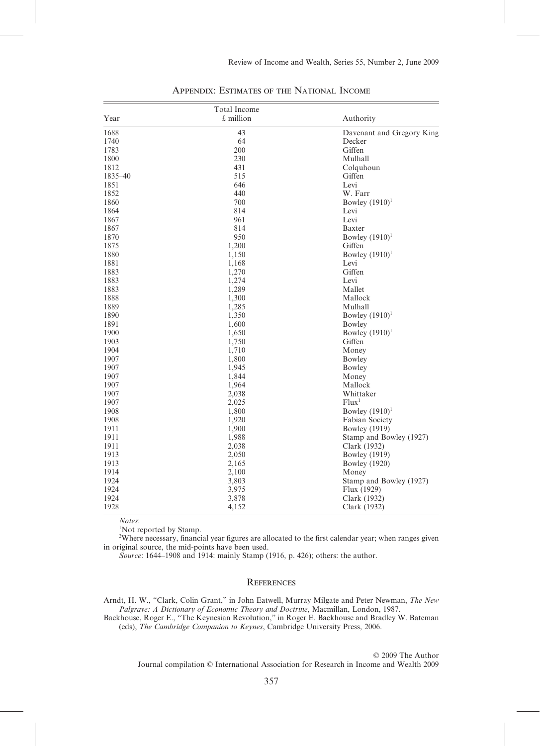## Appendix: Estimates of the National Income

| Year | Total Income £ million | Authority |
|---|---|---|
| 1688 | 43 | Davenant and Gregory King |
| 1740 | 64 | Decker |
| 1783 | 200 | Giffen |
| 1800 | 230 | Mulhall |
| 1812 | 431 | Colquhoun |
| 1835–40 | 515 | Giffen |
| 1851 | 646 | Levi |
| 1852 | 440 | W. Farr |
| 1860 | 700 | Bowley (1910)[1] |
| 1864 | 814 | Levi |
| 1867 | 961 | Levi |
| 1867 | 814 | Baxter |
| 1870 | 950 | Bowley (1910)[1] |
| 1875 | 1,200 | Giffen |
| 1880 | 1,150 | Bowley (1910)[1] |
| 1881 | 1,168 | Levi |
| 1883 | 1,270 | Giffen |
| 1883 | 1,274 | Levi |
| 1883 | 1,289 | Mallet |
| 1888 | 1,300 | Mallock |
| 1889 | 1,285 | Mulhall |
| 1890 | 1,350 | Bowley (1910)[1] |
| 1891 | 1,600 | Bowley |
| 1900 | 1,650 | Bowley (1910)[1] |
| 1903 | 1,750 | Giffen |
| 1904 | 1,710 | Money |
| 1907 | 1,800 | Bowley |
| 1907 | 1,945 | Bowley |
| 1907 | 1,844 | Money |
| 1907 | 1,964 | Mallock |
| 1907 | 2,038 | Whittaker |
| 1907 | 2,025 | Flux[1] |
| 1908 | 1,800 | Bowley (1910)[1] |
| 1908 | 1,920 | Fabian Society |
| 1911 | 1,900 | Bowley (1919) |
| 1911 | 1,988 | Stamp and Bowley (1927) |
| 1911 | 2,038 | Clark (1932) |
| 1913 | 2,050 | Bowley (1919) |
| 1913 | 2,165 | Bowley (1920) |
| 1914 | 2,100 | Money |
| 1924 | 3,803 | Stamp and Bowley (1927) |
| 1924 | 3,975 | Flux (1929) |
| 1924 | 3,878 | Clark (1932) |
| 1928 | 4,152 | Clark (1932) |

*Notes*:

[1]Not reported by Stamp.

[2]Where necessary, financial year figures are allocated to the first calendar year; when ranges given in original source, the mid-points have been used.

*Source*: 1644–1908 and 1914: mainly Stamp (1916, p. 426); others: the author.

## References

Arndt, H. W., "Clark, Colin Grant," in John Eatwell, Murray Milgate and Peter Newman, *The New Palgrave: A Dictionary of Economic Theory and Doctrine*, Macmillan, London, 1987.

Backhouse, Roger E., "The Keynesian Revolution," in Roger E. Backhouse and Bradley W. Bateman (eds), *The Cambridge Companion to Keynes*, Cambridge University Press, 2006.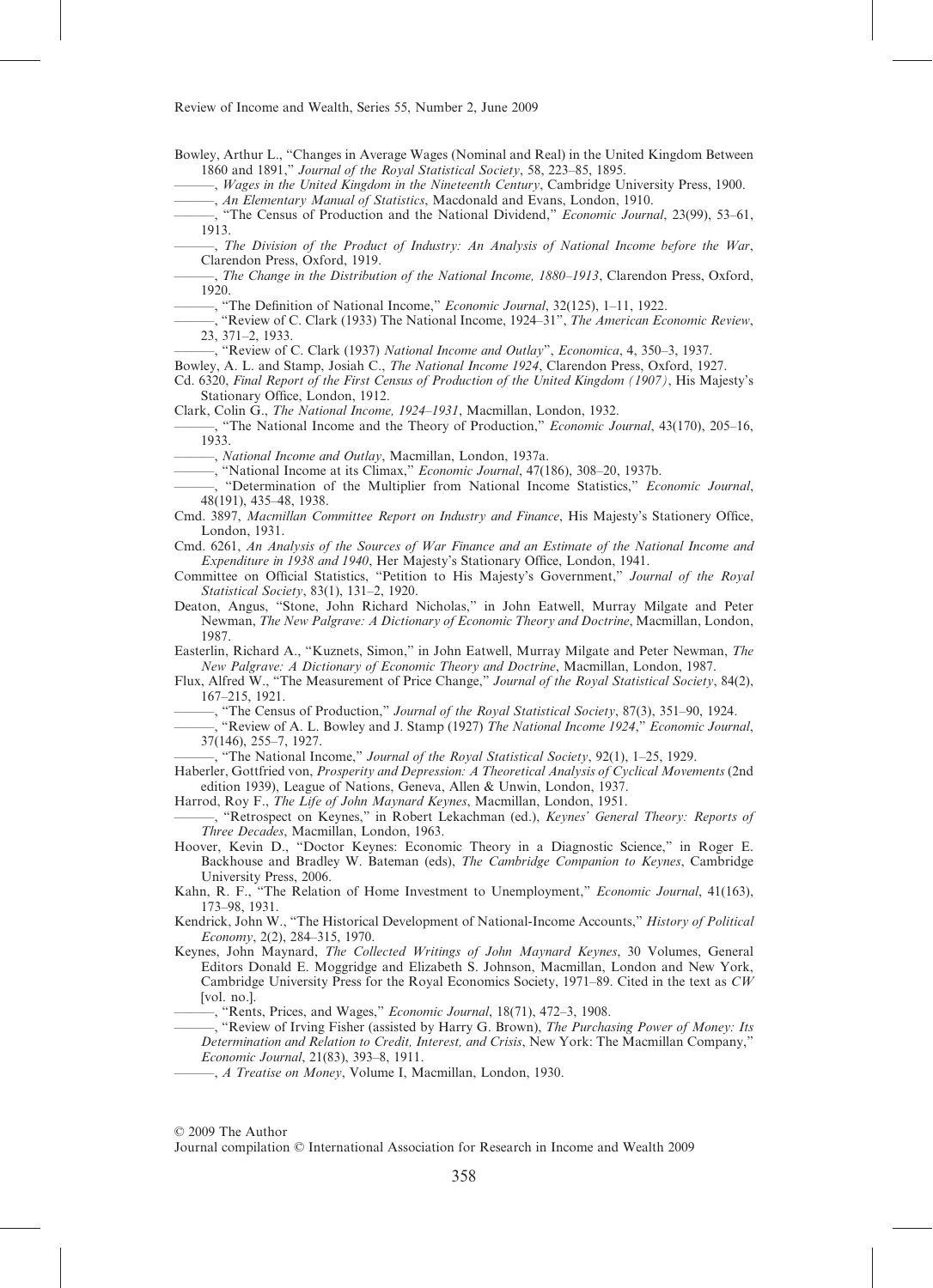Bowley, Arthur L., "Changes in Average Wages (Nominal and Real) in the United Kingdom Between 1860 and 1891," *Journal of the Royal Statistical Society*, 58, 223–85, 1895.

———, *Wages in the United Kingdom in the Nineteenth Century*, Cambridge University Press, 1900.

———, *An Elementary Manual of Statistics*, Macdonald and Evans, London, 1910.

———, "The Census of Production and the National Dividend," *Economic Journal*, 23(99), 53–61, 1913.

———, *The Division of the Product of Industry: An Analysis of National Income before the War*, Clarendon Press, Oxford, 1919.

———, *The Change in the Distribution of the National Income, 1880–1913*, Clarendon Press, Oxford, 1920.

———, "The Definition of National Income," *Economic Journal*, 32(125), 1–11, 1922.

———, "Review of C. Clark (1933) The National Income, 1924–31", *The American Economic Review*, 23, 371–2, 1933.

———, "Review of C. Clark (1937) *National Income and Outlay*", *Economica*, 4, 350–3, 1937.

Bowley, A. L. and Stamp, Josiah C., *The National Income 1924*, Clarendon Press, Oxford, 1927.

Cd. 6320, *Final Report of the First Census of Production of the United Kingdom (1907)*, His Majesty's Stationary Office, London, 1912.

Clark, Colin G., *The National Income, 1924–1931*, Macmillan, London, 1932.

———, "The National Income and the Theory of Production," *Economic Journal*, 43(170), 205–16, 1933.

———, *National Income and Outlay*, Macmillan, London, 1937a.

———, "National Income at its Climax," *Economic Journal*, 47(186), 308–20, 1937b.

———, "Determination of the Multiplier from National Income Statistics," *Economic Journal*, 48(191), 435–48, 1938.

Cmd. 3897, *Macmillan Committee Report on Industry and Finance*, His Majesty's Stationery Office, London, 1931.

Cmd. 6261, *An Analysis of the Sources of War Finance and an Estimate of the National Income and Expenditure in 1938 and 1940*, Her Majesty's Stationary Office, London, 1941.

Committee on Official Statistics, "Petition to His Majesty's Government," *Journal of the Royal Statistical Society*, 83(1), 131–2, 1920.

Deaton, Angus, "Stone, John Richard Nicholas," in John Eatwell, Murray Milgate and Peter Newman, *The New Palgrave: A Dictionary of Economic Theory and Doctrine*, Macmillan, London, 1987.

Easterlin, Richard A., "Kuznets, Simon," in John Eatwell, Murray Milgate and Peter Newman, *The New Palgrave: A Dictionary of Economic Theory and Doctrine*, Macmillan, London, 1987.

Flux, Alfred W., "The Measurement of Price Change," *Journal of the Royal Statistical Society*, 84(2), 167–215, 1921.

———, "The Census of Production," *Journal of the Royal Statistical Society*, 87(3), 351–90, 1924.

———, "Review of A. L. Bowley and J. Stamp (1927) *The National Income 1924*," *Economic Journal*, 37(146), 255–7, 1927.

———, "The National Income," *Journal of the Royal Statistical Society*, 92(1), 1–25, 1929.

Haberler, Gottfried von, *Prosperity and Depression: A Theoretical Analysis of Cyclical Movements* (2nd edition 1939), League of Nations, Geneva, Allen & Unwin, London, 1937.

Harrod, Roy F., *The Life of John Maynard Keynes*, Macmillan, London, 1951.

———, "Retrospect on Keynes," in Robert Lekachman (ed.), *Keynes' General Theory: Reports of Three Decades*, Macmillan, London, 1963.

Hoover, Kevin D., "Doctor Keynes: Economic Theory in a Diagnostic Science," in Roger E. Backhouse and Bradley W. Bateman (eds), *The Cambridge Companion to Keynes*, Cambridge University Press, 2006.

Kahn, R. F., "The Relation of Home Investment to Unemployment," *Economic Journal*, 41(163), 173–98, 1931.

Kendrick, John W., "The Historical Development of National-Income Accounts," *History of Political Economy*, 2(2), 284–315, 1970.

Keynes, John Maynard, *The Collected Writings of John Maynard Keynes*, 30 Volumes, General Editors Donald E. Moggridge and Elizabeth S. Johnson, Macmillan, London and New York, Cambridge University Press for the Royal Economics Society, 1971–89. Cited in the text as *CW* [vol. no.].

———, "Rents, Prices, and Wages," *Economic Journal*, 18(71), 472–3, 1908.

———, "Review of Irving Fisher (assisted by Harry G. Brown), *The Purchasing Power of Money: Its Determination and Relation to Credit, Interest, and Crisis*, New York: The Macmillan Company," *Economic Journal*, 21(83), 393–8, 1911.

———, *A Treatise on Money*, Volume I, Macmillan, London, 1930.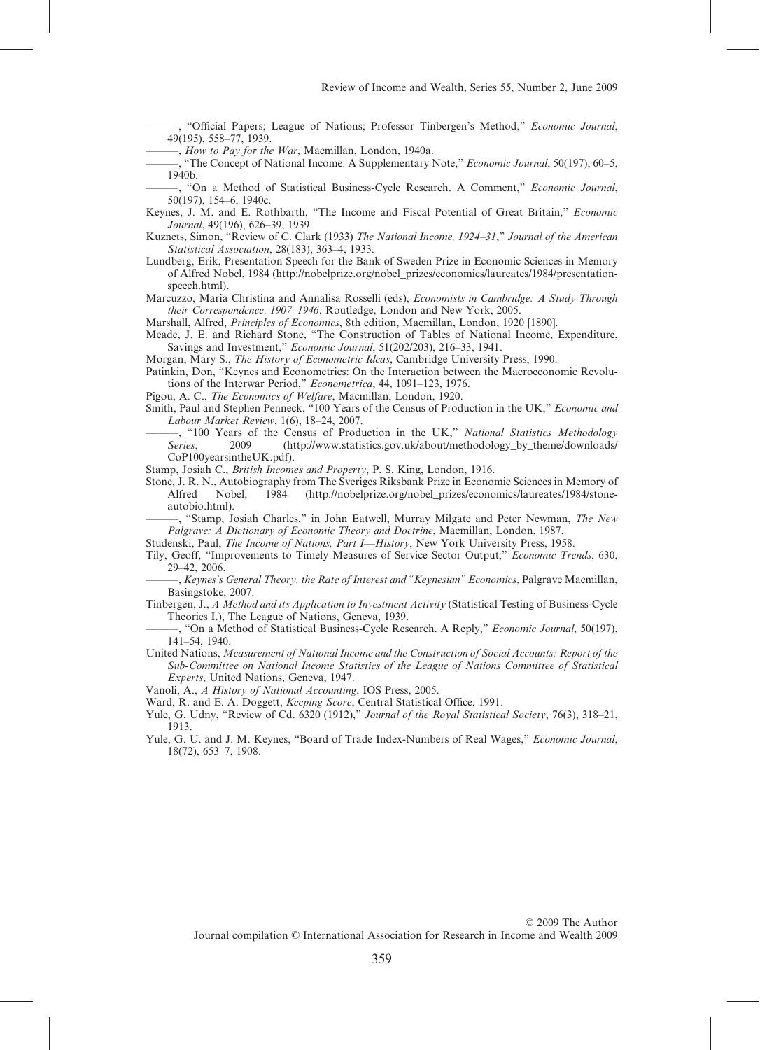———, "Official Papers; League of Nations; Professor Tinbergen's Method," *Economic Journal*, 49(195), 558–77, 1939.

———, *How to Pay for the War*, Macmillan, London, 1940a.

———, "The Concept of National Income: A Supplementary Note," *Economic Journal*, 50(197), 60–5, 1940b.

———, "On a Method of Statistical Business-Cycle Research. A Comment," *Economic Journal*, 50(197), 154–6, 1940c.

Keynes, J. M. and E. Rothbarth, "The Income and Fiscal Potential of Great Britain," *Economic Journal*, 49(196), 626–39, 1939.

Kuznets, Simon, "Review of C. Clark (1933) *The National Income, 1924–31*," *Journal of the American Statistical Association*, 28(183), 363–4, 1933.

Lundberg, Erik, Presentation Speech for the Bank of Sweden Prize in Economic Sciences in Memory of Alfred Nobel, 1984 (http://nobelprize.org/nobel_prizes/economics/laureates/1984/presentation-speech.html).

Marcuzzo, Maria Christina and Annalisa Rosselli (eds), *Economists in Cambridge: A Study Through their Correspondence, 1907–1946*, Routledge, London and New York, 2005.

Marshall, Alfred, *Principles of Economics*, 8th edition, Macmillan, London, 1920 [1890].

Meade, J. E. and Richard Stone, "The Construction of Tables of National Income, Expenditure, Savings and Investment," *Economic Journal*, 51(202/203), 216–33, 1941.

Morgan, Mary S., *The History of Econometric Ideas*, Cambridge University Press, 1990.

Patinkin, Don, "Keynes and Econometrics: On the Interaction between the Macroeconomic Revolutions of the Interwar Period," *Econometrica*, 44, 1091–123, 1976.

Pigou, A. C., *The Economics of Welfare*, Macmillan, London, 1920.

Smith, Paul and Stephen Penneck, "100 Years of the Census of Production in the UK," *Economic and Labour Market Review*, 1(6), 18–24, 2007.

———, "100 Years of the Census of Production in the UK," *National Statistics Methodology Series*, 2009 (http://www.statistics.gov.uk/about/methodology_by_theme/downloads/CoP100yearsintheUK.pdf).

Stamp, Josiah C., *British Incomes and Property*, P. S. King, London, 1916.

Stone, J. R. N., Autobiography from The Sveriges Riksbank Prize in Economic Sciences in Memory of Alfred Nobel, 1984 (http://nobelprize.org/nobel_prizes/economics/laureates/1984/stone-autobio.html).

———, "Stamp, Josiah Charles," in John Eatwell, Murray Milgate and Peter Newman, *The New Palgrave: A Dictionary of Economic Theory and Doctrine*, Macmillan, London, 1987.

Studenski, Paul, *The Income of Nations, Part I—History*, New York University Press, 1958.

Tily, Geoff, "Improvements to Timely Measures of Service Sector Output," *Economic Trends*, 630, 29–42, 2006.

———, *Keynes's General Theory, the Rate of Interest and "Keynesian" Economics*, Palgrave Macmillan, Basingstoke, 2007.

Tinbergen, J., *A Method and its Application to Investment Activity* (Statistical Testing of Business-Cycle Theories I.), The League of Nations, Geneva, 1939.

———, "On a Method of Statistical Business-Cycle Research. A Reply," *Economic Journal*, 50(197), 141–54, 1940.

United Nations, *Measurement of National Income and the Construction of Social Accounts; Report of the Sub-Committee on National Income Statistics of the League of Nations Committee of Statistical Experts*, United Nations, Geneva, 1947.

Vanoli, A., *A History of National Accounting*, IOS Press, 2005.

Ward, R. and E. A. Doggett, *Keeping Score*, Central Statistical Office, 1991.

Yule, G. Udny, "Review of Cd. 6320 (1912)," *Journal of the Royal Statistical Society*, 76(3), 318–21, 1913.

Yule, G. U. and J. M. Keynes, "Board of Trade Index-Numbers of Real Wages," *Economic Journal*, 18(72), 653–7, 1908.